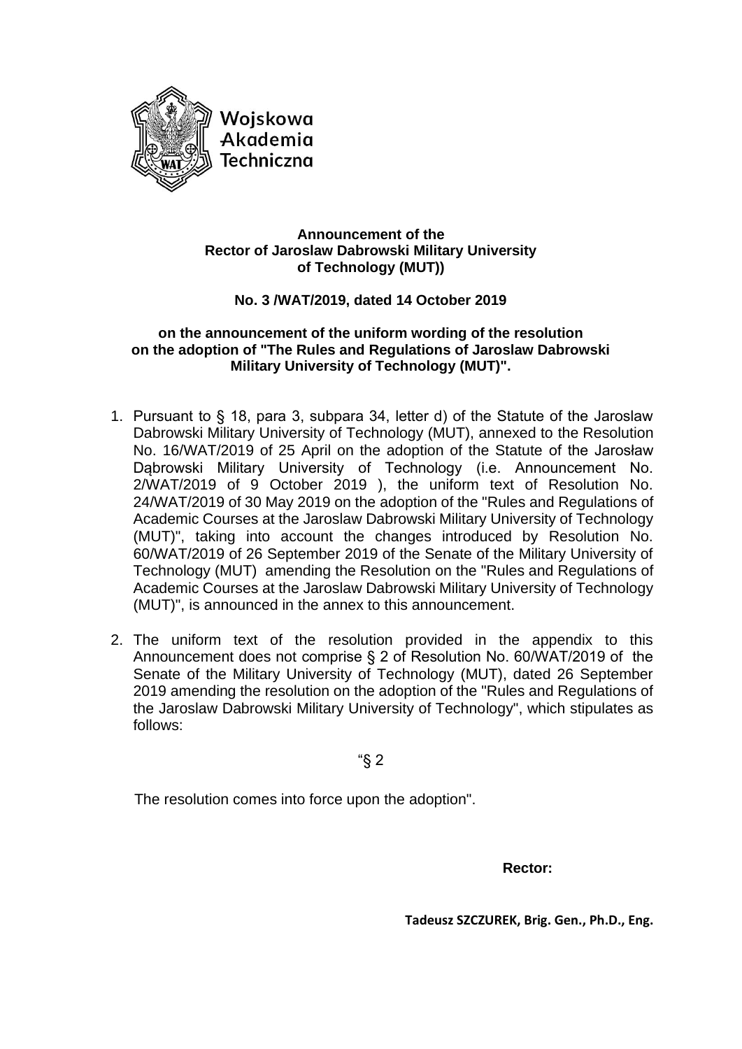Wojskowa
Akademia
Techniczna

**Announcement of the**
**Rector of Jaroslaw Dabrowski Military University**
**of Technology (MUT))**

**No. 3 /WAT/2019, dated 14 October 2019**

**on the announcement of the uniform wording of the resolution**
**on the adoption of "The Rules and Regulations of Jaroslaw Dabrowski**
**Military University of Technology (MUT)".**

1. Pursuant to § 18, para 3, subpara 34, letter d) of the Statute of the Jaroslaw Dabrowski Military University of Technology (MUT), annexed to the Resolution No. 16/WAT/2019 of 25 April on the adoption of the Statute of the Jarosław Dąbrowski Military University of Technology (i.e. Announcement No. 2/WAT/2019 of 9 October 2019 ), the uniform text of Resolution No. 24/WAT/2019 of 30 May 2019 on the adoption of the "Rules and Regulations of Academic Courses at the Jaroslaw Dabrowski Military University of Technology (MUT)", taking into account the changes introduced by Resolution No. 60/WAT/2019 of 26 September 2019 of the Senate of the Military University of Technology (MUT) amending the Resolution on the "Rules and Regulations of Academic Courses at the Jaroslaw Dabrowski Military University of Technology (MUT)", is announced in the annex to this announcement.

2. The uniform text of the resolution provided in the appendix to this Announcement does not comprise § 2 of Resolution No. 60/WAT/2019 of the Senate of the Military University of Technology (MUT), dated 26 September 2019 amending the resolution on the adoption of the "Rules and Regulations of the Jaroslaw Dabrowski Military University of Technology", which stipulates as follows:

"§ 2

The resolution comes into force upon the adoption".

**Rector:**

**Tadeusz SZCZUREK, Brig. Gen., Ph.D., Eng.**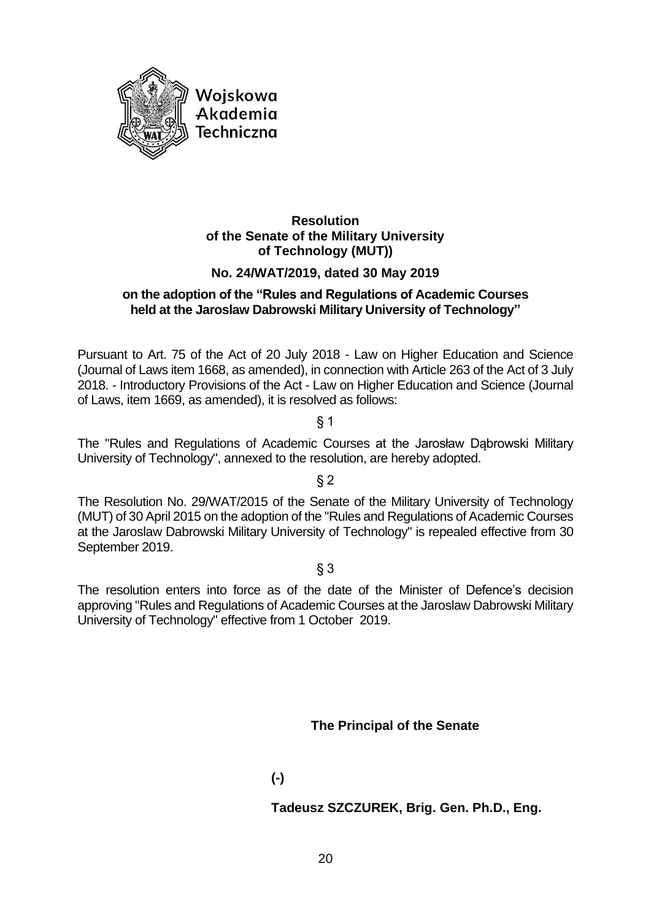Wojskowa Akademia Techniczna

**Resolution of the Senate of the Military University of Technology (MUT))**

**No. 24/WAT/2019, dated 30 May 2019**

**on the adoption of the "Rules and Regulations of Academic Courses held at the Jaroslaw Dabrowski Military University of Technology"**

Pursuant to Art. 75 of the Act of 20 July 2018 - Law on Higher Education and Science (Journal of Laws item 1668, as amended), in connection with Article 263 of the Act of 3 July 2018. - Introductory Provisions of the Act - Law on Higher Education and Science (Journal of Laws, item 1669, as amended), it is resolved as follows:

§ 1

The "Rules and Regulations of Academic Courses at the Jarosław Dąbrowski Military University of Technology", annexed to the resolution, are hereby adopted.

§ 2

The Resolution No. 29/WAT/2015 of the Senate of the Military University of Technology (MUT) of 30 April 2015 on the adoption of the "Rules and Regulations of Academic Courses at the Jaroslaw Dabrowski Military University of Technology" is repealed effective from 30 September 2019.

§ 3

The resolution enters into force as of the date of the Minister of Defence's decision approving "Rules and Regulations of Academic Courses at the Jaroslaw Dabrowski Military University of Technology" effective from 1 October 2019.

**The Principal of the Senate**

**(-)**

**Tadeusz SZCZUREK, Brig. Gen. Ph.D., Eng.**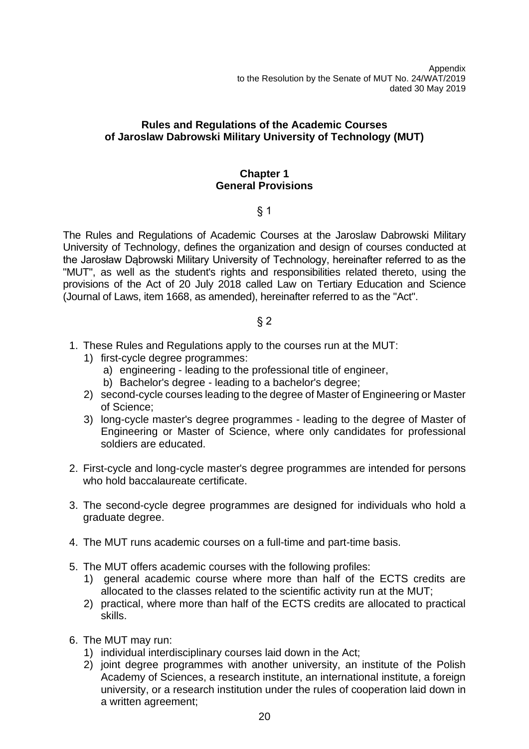Appendix
to the Resolution by the Senate of MUT No. 24/WAT/2019
dated 30 May 2019

# Rules and Regulations of the Academic Courses of Jaroslaw Dabrowski Military University of Technology (MUT)

## Chapter 1
## General Provisions

§ 1

The Rules and Regulations of Academic Courses at the Jaroslaw Dabrowski Military University of Technology, defines the organization and design of courses conducted at the Jarosław Dąbrowski Military University of Technology, hereinafter referred to as the "MUT", as well as the student's rights and responsibilities related thereto, using the provisions of the Act of 20 July 2018 called Law on Tertiary Education and Science (Journal of Laws, item 1668, as amended), hereinafter referred to as the "Act".

§ 2

1. These Rules and Regulations apply to the courses run at the MUT:
   1) first-cycle degree programmes:
      a) engineering - leading to the professional title of engineer,
      b) Bachelor's degree - leading to a bachelor's degree;
   2) second-cycle courses leading to the degree of Master of Engineering or Master of Science;
   3) long-cycle master's degree programmes - leading to the degree of Master of Engineering or Master of Science, where only candidates for professional soldiers are educated.

2. First-cycle and long-cycle master's degree programmes are intended for persons who hold baccalaureate certificate.

3. The second-cycle degree programmes are designed for individuals who hold a graduate degree.

4. The MUT runs academic courses on a full-time and part-time basis.

5. The MUT offers academic courses with the following profiles:
   1) general academic course where more than half of the ECTS credits are allocated to the classes related to the scientific activity run at the MUT;
   2) practical, where more than half of the ECTS credits are allocated to practical skills.

6. The MUT may run:
   1) individual interdisciplinary courses laid down in the Act;
   2) joint degree programmes with another university, an institute of the Polish Academy of Sciences, a research institute, an international institute, a foreign university, or a research institution under the rules of cooperation laid down in a written agreement;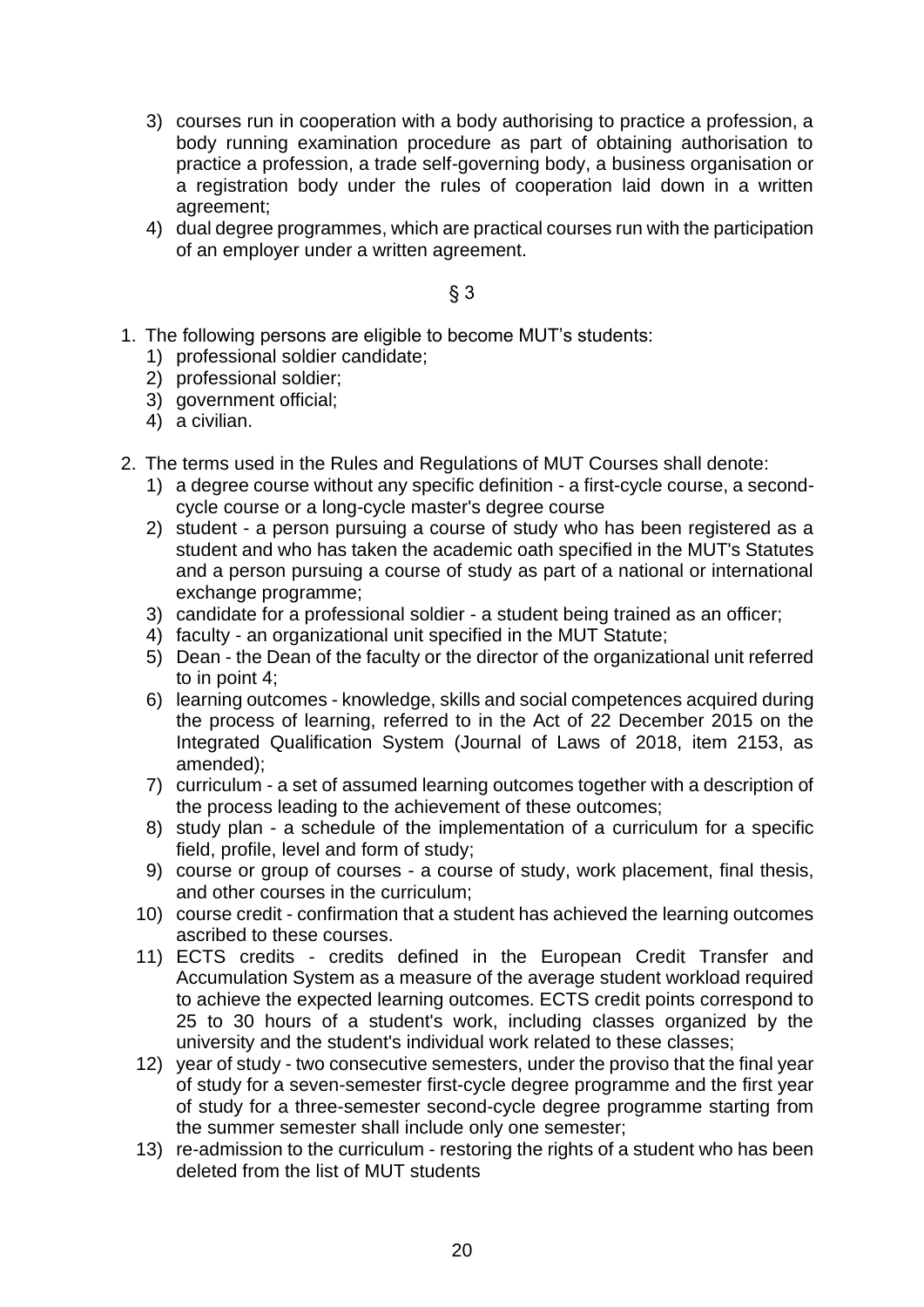3) courses run in cooperation with a body authorising to practice a profession, a body running examination procedure as part of obtaining authorisation to practice a profession, a trade self-governing body, a business organisation or a registration body under the rules of cooperation laid down in a written agreement;
4) dual degree programmes, which are practical courses run with the participation of an employer under a written agreement.

§ 3

1. The following persons are eligible to become MUT's students:
   1) professional soldier candidate;
   2) professional soldier;
   3) government official;
   4) a civilian.

2. The terms used in the Rules and Regulations of MUT Courses shall denote:
   1) a degree course without any specific definition - a first-cycle course, a second-cycle course or a long-cycle master's degree course
   2) student - a person pursuing a course of study who has been registered as a student and who has taken the academic oath specified in the MUT's Statutes and a person pursuing a course of study as part of a national or international exchange programme;
   3) candidate for a professional soldier - a student being trained as an officer;
   4) faculty - an organizational unit specified in the MUT Statute;
   5) Dean - the Dean of the faculty or the director of the organizational unit referred to in point 4;
   6) learning outcomes - knowledge, skills and social competences acquired during the process of learning, referred to in the Act of 22 December 2015 on the Integrated Qualification System (Journal of Laws of 2018, item 2153, as amended);
   7) curriculum - a set of assumed learning outcomes together with a description of the process leading to the achievement of these outcomes;
   8) study plan - a schedule of the implementation of a curriculum for a specific field, profile, level and form of study;
   9) course or group of courses - a course of study, work placement, final thesis, and other courses in the curriculum;
   10) course credit - confirmation that a student has achieved the learning outcomes ascribed to these courses.
   11) ECTS credits - credits defined in the European Credit Transfer and Accumulation System as a measure of the average student workload required to achieve the expected learning outcomes. ECTS credit points correspond to 25 to 30 hours of a student's work, including classes organized by the university and the student's individual work related to these classes;
   12) year of study - two consecutive semesters, under the proviso that the final year of study for a seven-semester first-cycle degree programme and the first year of study for a three-semester second-cycle degree programme starting from the summer semester shall include only one semester;
   13) re-admission to the curriculum - restoring the rights of a student who has been deleted from the list of MUT students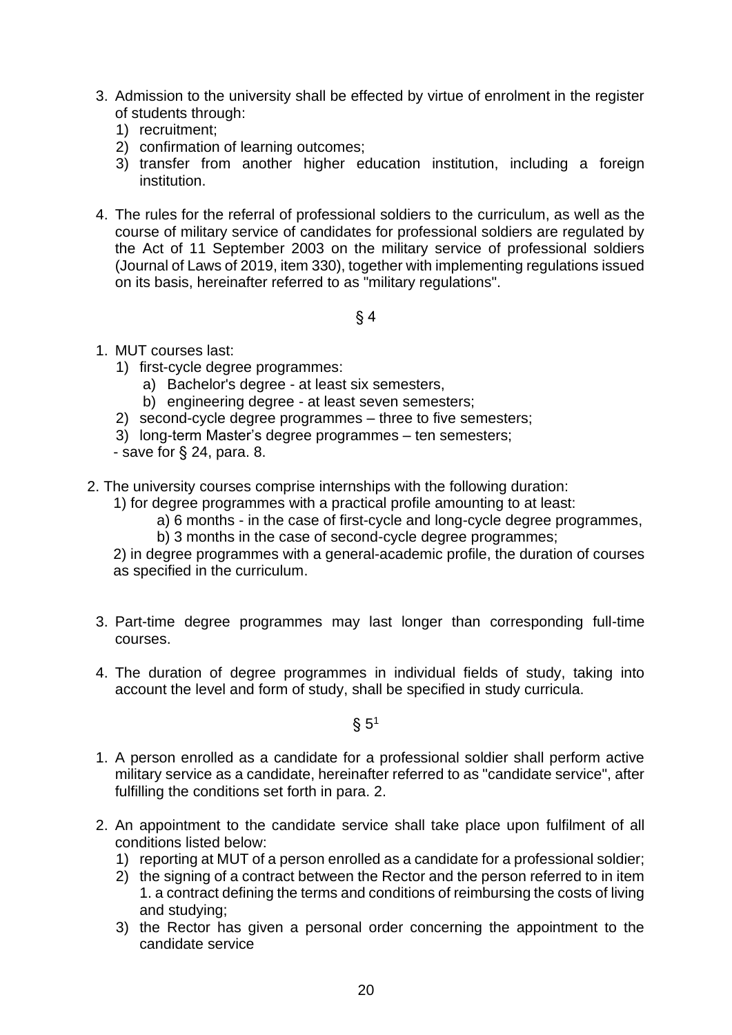3. Admission to the university shall be effected by virtue of enrolment in the register of students through:
   1) recruitment;
   2) confirmation of learning outcomes;
   3) transfer from another higher education institution, including a foreign institution.

4. The rules for the referral of professional soldiers to the curriculum, as well as the course of military service of candidates for professional soldiers are regulated by the Act of 11 September 2003 on the military service of professional soldiers (Journal of Laws of 2019, item 330), together with implementing regulations issued on its basis, hereinafter referred to as "military regulations".

### § 4

1. MUT courses last:
   1) first-cycle degree programmes:
      a) Bachelor's degree - at least six semesters,
      b) engineering degree - at least seven semesters;
   2) second-cycle degree programmes – three to five semesters;
   3) long-term Master's degree programmes – ten semesters;
   
   - save for § 24, para. 8.

2. The university courses comprise internships with the following duration:
   1) for degree programmes with a practical profile amounting to at least:
      a) 6 months - in the case of first-cycle and long-cycle degree programmes,
      b) 3 months in the case of second-cycle degree programmes;
   2) in degree programmes with a general-academic profile, the duration of courses as specified in the curriculum.

3. Part-time degree programmes may last longer than corresponding full-time courses.

4. The duration of degree programmes in individual fields of study, taking into account the level and form of study, shall be specified in study curricula.

### § 5[1]

1. A person enrolled as a candidate for a professional soldier shall perform active military service as a candidate, hereinafter referred to as "candidate service", after fulfilling the conditions set forth in para. 2.

2. An appointment to the candidate service shall take place upon fulfilment of all conditions listed below:
   1) reporting at MUT of a person enrolled as a candidate for a professional soldier;
   2) the signing of a contract between the Rector and the person referred to in item 1. a contract defining the terms and conditions of reimbursing the costs of living and studying;
   3) the Rector has given a personal order concerning the appointment to the candidate service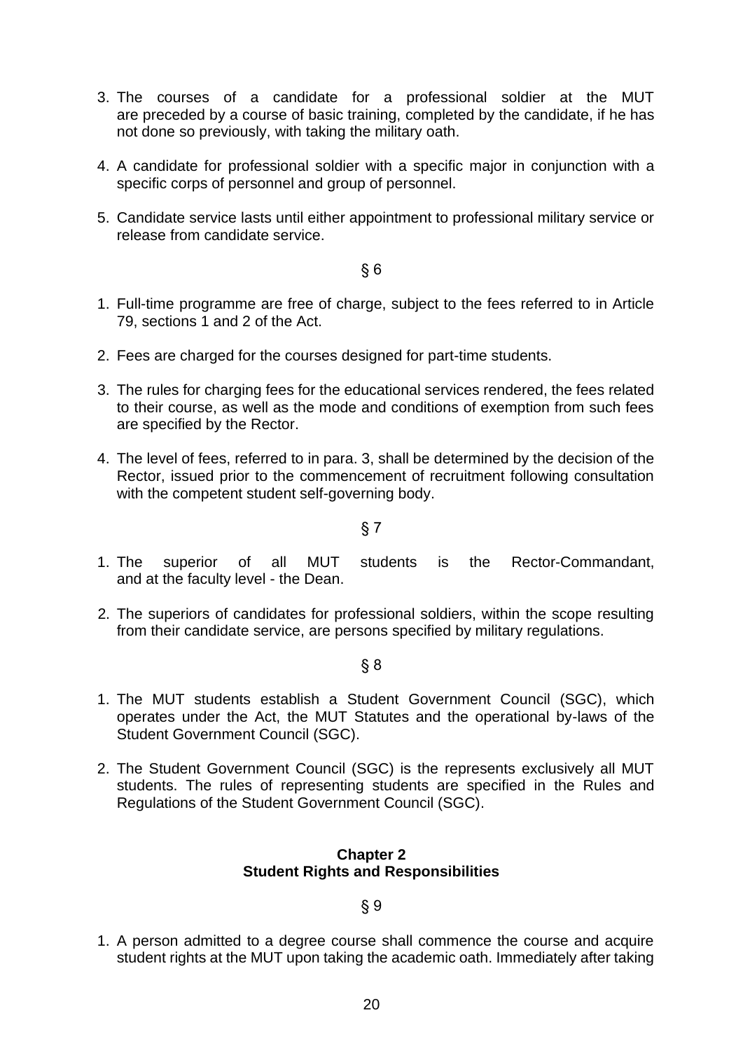3. The courses of a candidate for a professional soldier at the MUT are preceded by a course of basic training, completed by the candidate, if he has not done so previously, with taking the military oath.

4. A candidate for professional soldier with a specific major in conjunction with a specific corps of personnel and group of personnel.

5. Candidate service lasts until either appointment to professional military service or release from candidate service.

§ 6

1. Full-time programme are free of charge, subject to the fees referred to in Article 79, sections 1 and 2 of the Act.

2. Fees are charged for the courses designed for part-time students.

3. The rules for charging fees for the educational services rendered, the fees related to their course, as well as the mode and conditions of exemption from such fees are specified by the Rector.

4. The level of fees, referred to in para. 3, shall be determined by the decision of the Rector, issued prior to the commencement of recruitment following consultation with the competent student self-governing body.

§ 7

1. The superior of all MUT students is the Rector-Commandant, and at the faculty level - the Dean.

2. The superiors of candidates for professional soldiers, within the scope resulting from their candidate service, are persons specified by military regulations.

§ 8

1. The MUT students establish a Student Government Council (SGC), which operates under the Act, the MUT Statutes and the operational by-laws of the Student Government Council (SGC).

2. The Student Government Council (SGC) is the represents exclusively all MUT students. The rules of representing students are specified in the Rules and Regulations of the Student Government Council (SGC).

## Chapter 2
## Student Rights and Responsibilities

§ 9

1. A person admitted to a degree course shall commence the course and acquire student rights at the MUT upon taking the academic oath. Immediately after taking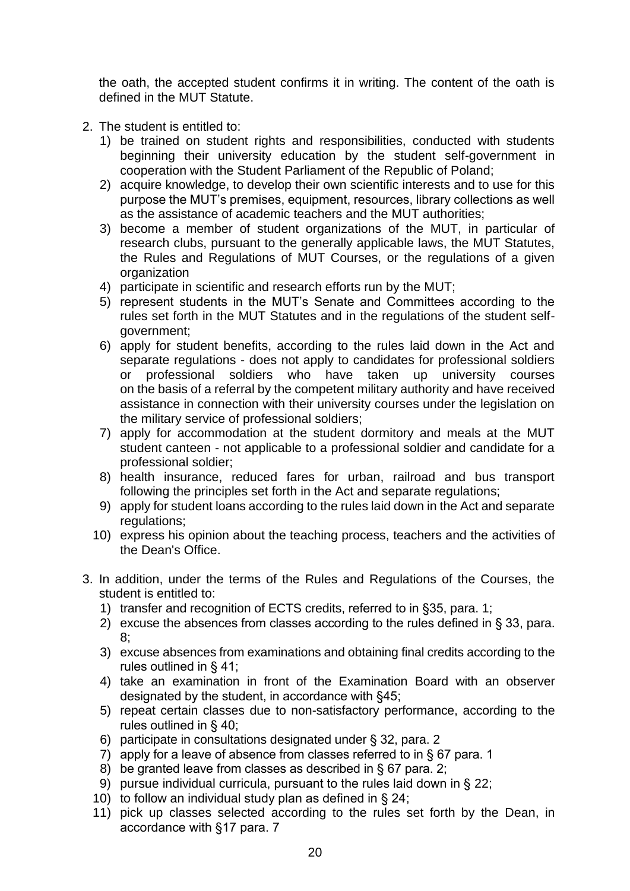the oath, the accepted student confirms it in writing. The content of the oath is defined in the MUT Statute.

2. The student is entitled to:
   1) be trained on student rights and responsibilities, conducted with students beginning their university education by the student self-government in cooperation with the Student Parliament of the Republic of Poland;
   2) acquire knowledge, to develop their own scientific interests and to use for this purpose the MUT's premises, equipment, resources, library collections as well as the assistance of academic teachers and the MUT authorities;
   3) become a member of student organizations of the MUT, in particular of research clubs, pursuant to the generally applicable laws, the MUT Statutes, the Rules and Regulations of MUT Courses, or the regulations of a given organization
   4) participate in scientific and research efforts run by the MUT;
   5) represent students in the MUT's Senate and Committees according to the rules set forth in the MUT Statutes and in the regulations of the student self-government;
   6) apply for student benefits, according to the rules laid down in the Act and separate regulations - does not apply to candidates for professional soldiers or professional soldiers who have taken up university courses on the basis of a referral by the competent military authority and have received assistance in connection with their university courses under the legislation on the military service of professional soldiers;
   7) apply for accommodation at the student dormitory and meals at the MUT student canteen - not applicable to a professional soldier and candidate for a professional soldier;
   8) health insurance, reduced fares for urban, railroad and bus transport following the principles set forth in the Act and separate regulations;
   9) apply for student loans according to the rules laid down in the Act and separate regulations;
   10) express his opinion about the teaching process, teachers and the activities of the Dean's Office.

3. In addition, under the terms of the Rules and Regulations of the Courses, the student is entitled to:
   1) transfer and recognition of ECTS credits, referred to in §35, para. 1;
   2) excuse the absences from classes according to the rules defined in § 33, para. 8;
   3) excuse absences from examinations and obtaining final credits according to the rules outlined in § 41;
   4) take an examination in front of the Examination Board with an observer designated by the student, in accordance with §45;
   5) repeat certain classes due to non-satisfactory performance, according to the rules outlined in § 40;
   6) participate in consultations designated under § 32, para. 2
   7) apply for a leave of absence from classes referred to in § 67 para. 1
   8) be granted leave from classes as described in § 67 para. 2;
   9) pursue individual curricula, pursuant to the rules laid down in § 22;
   10) to follow an individual study plan as defined in § 24;
   11) pick up classes selected according to the rules set forth by the Dean, in accordance with §17 para. 7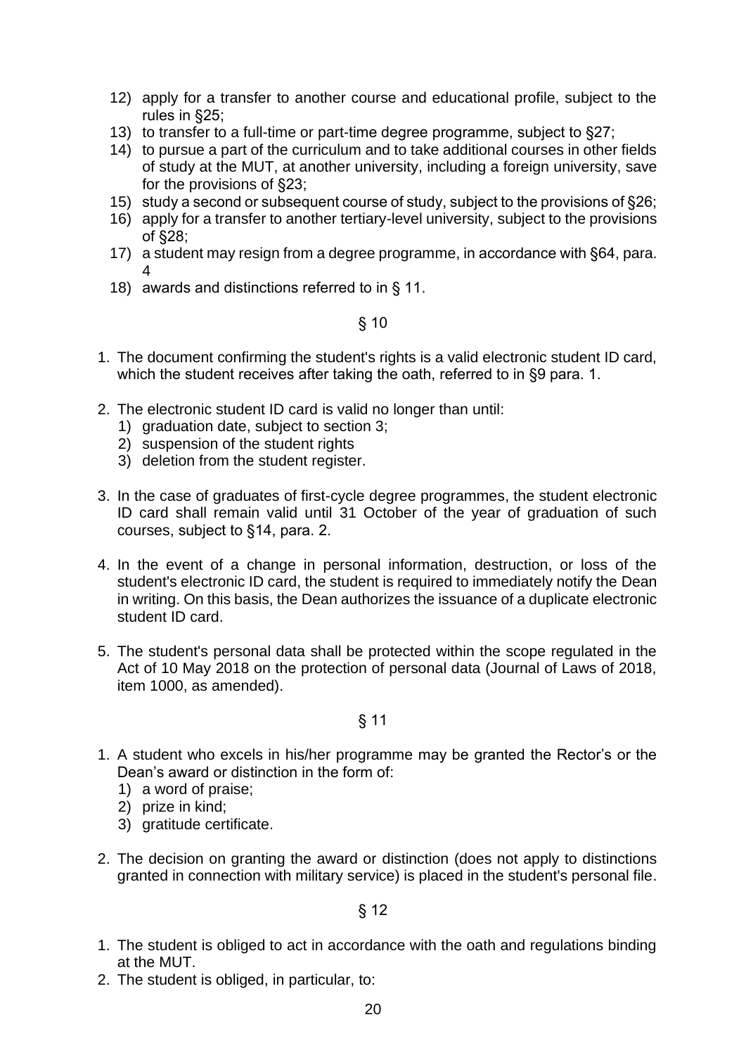12) apply for a transfer to another course and educational profile, subject to the rules in §25;
13) to transfer to a full-time or part-time degree programme, subject to §27;
14) to pursue a part of the curriculum and to take additional courses in other fields of study at the MUT, at another university, including a foreign university, save for the provisions of §23;
15) study a second or subsequent course of study, subject to the provisions of §26;
16) apply for a transfer to another tertiary-level university, subject to the provisions of §28;
17) a student may resign from a degree programme, in accordance with §64, para. 4
18) awards and distinctions referred to in § 11.

§ 10

1. The document confirming the student's rights is a valid electronic student ID card, which the student receives after taking the oath, referred to in §9 para. 1.

2. The electronic student ID card is valid no longer than until:
   1) graduation date, subject to section 3;
   2) suspension of the student rights
   3) deletion from the student register.

3. In the case of graduates of first-cycle degree programmes, the student electronic ID card shall remain valid until 31 October of the year of graduation of such courses, subject to §14, para. 2.

4. In the event of a change in personal information, destruction, or loss of the student's electronic ID card, the student is required to immediately notify the Dean in writing. On this basis, the Dean authorizes the issuance of a duplicate electronic student ID card.

5. The student's personal data shall be protected within the scope regulated in the Act of 10 May 2018 on the protection of personal data (Journal of Laws of 2018, item 1000, as amended).

§ 11

1. A student who excels in his/her programme may be granted the Rector's or the Dean's award or distinction in the form of:
   1) a word of praise;
   2) prize in kind;
   3) gratitude certificate.

2. The decision on granting the award or distinction (does not apply to distinctions granted in connection with military service) is placed in the student's personal file.

§ 12

1. The student is obliged to act in accordance with the oath and regulations binding at the MUT.
2. The student is obliged, in particular, to: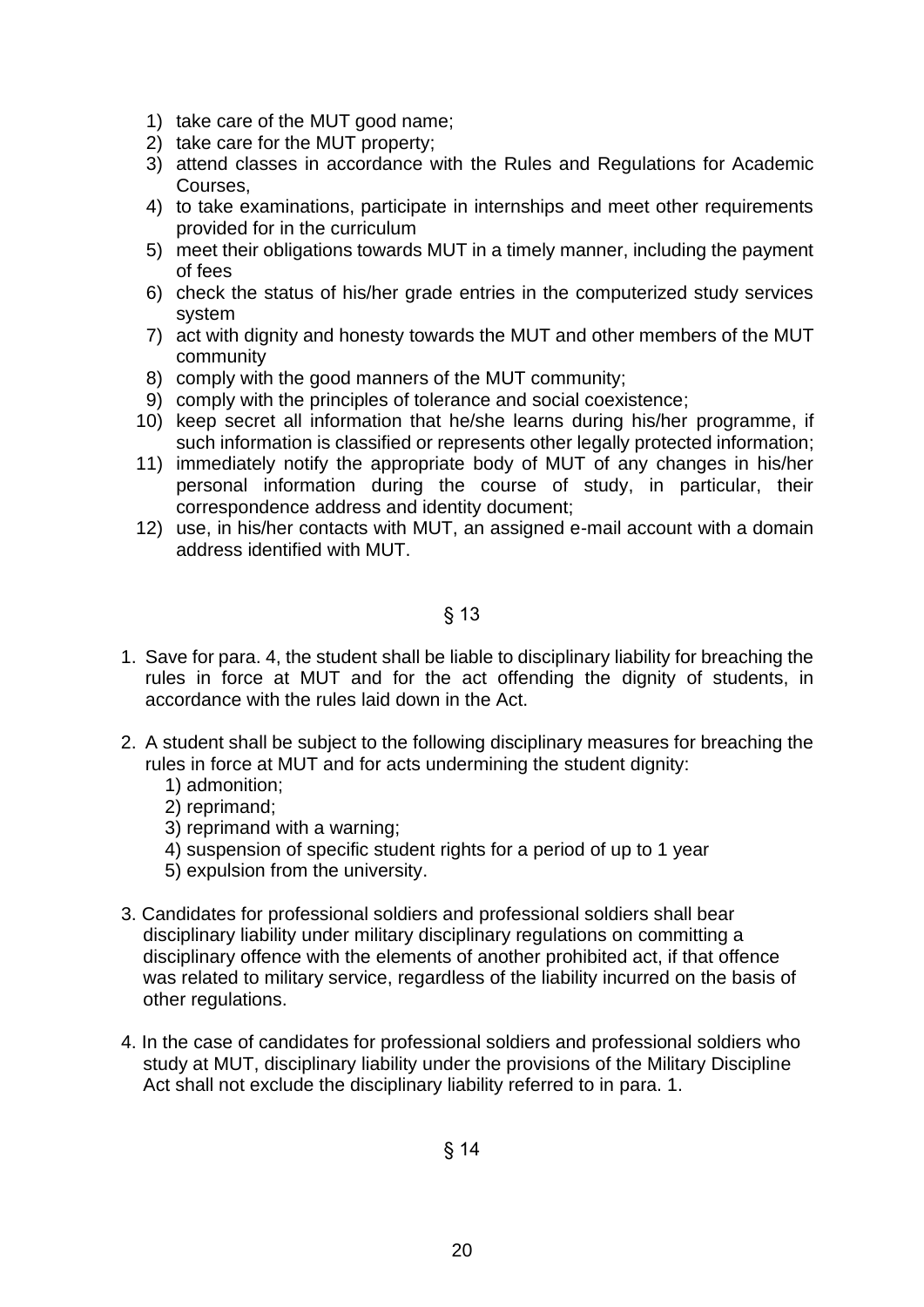1) take care of the MUT good name;
2) take care for the MUT property;
3) attend classes in accordance with the Rules and Regulations for Academic Courses,
4) to take examinations, participate in internships and meet other requirements provided for in the curriculum
5) meet their obligations towards MUT in a timely manner, including the payment of fees
6) check the status of his/her grade entries in the computerized study services system
7) act with dignity and honesty towards the MUT and other members of the MUT community
8) comply with the good manners of the MUT community;
9) comply with the principles of tolerance and social coexistence;
10) keep secret all information that he/she learns during his/her programme, if such information is classified or represents other legally protected information;
11) immediately notify the appropriate body of MUT of any changes in his/her personal information during the course of study, in particular, their correspondence address and identity document;
12) use, in his/her contacts with MUT, an assigned e-mail account with a domain address identified with MUT.

## § 13

1. Save for para. 4, the student shall be liable to disciplinary liability for breaching the rules in force at MUT and for the act offending the dignity of students, in accordance with the rules laid down in the Act.

2. A student shall be subject to the following disciplinary measures for breaching the rules in force at MUT and for acts undermining the student dignity:
   1) admonition;
   2) reprimand;
   3) reprimand with a warning;
   4) suspension of specific student rights for a period of up to 1 year
   5) expulsion from the university.

3. Candidates for professional soldiers and professional soldiers shall bear disciplinary liability under military disciplinary regulations on committing a disciplinary offence with the elements of another prohibited act, if that offence was related to military service, regardless of the liability incurred on the basis of other regulations.

4. In the case of candidates for professional soldiers and professional soldiers who study at MUT, disciplinary liability under the provisions of the Military Discipline Act shall not exclude the disciplinary liability referred to in para. 1.

## § 14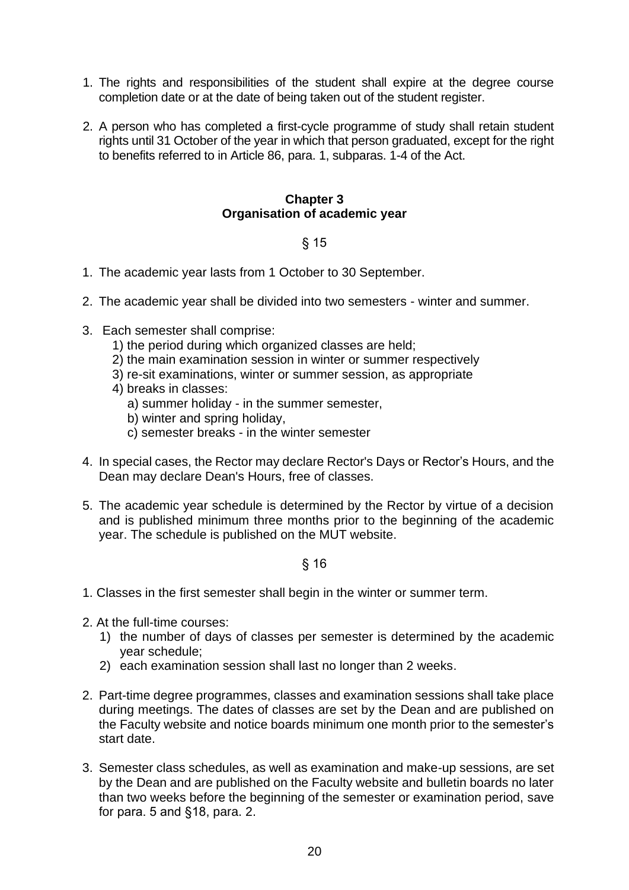1. The rights and responsibilities of the student shall expire at the degree course completion date or at the date of being taken out of the student register.

2. A person who has completed a first-cycle programme of study shall retain student rights until 31 October of the year in which that person graduated, except for the right to benefits referred to in Article 86, para. 1, subparas. 1-4 of the Act.

## Chapter 3
## Organisation of academic year

§ 15

1. The academic year lasts from 1 October to 30 September.

2. The academic year shall be divided into two semesters - winter and summer.

3. Each semester shall comprise:
   1) the period during which organized classes are held;
   2) the main examination session in winter or summer respectively
   3) re-sit examinations, winter or summer session, as appropriate
   4) breaks in classes:
      a) summer holiday - in the summer semester,
      b) winter and spring holiday,
      c) semester breaks - in the winter semester

4. In special cases, the Rector may declare Rector's Days or Rector's Hours, and the Dean may declare Dean's Hours, free of classes.

5. The academic year schedule is determined by the Rector by virtue of a decision and is published minimum three months prior to the beginning of the academic year. The schedule is published on the MUT website.

§ 16

1. Classes in the first semester shall begin in the winter or summer term.

2. At the full-time courses:
   1) the number of days of classes per semester is determined by the academic year schedule;
   2) each examination session shall last no longer than 2 weeks.

2. Part-time degree programmes, classes and examination sessions shall take place during meetings. The dates of classes are set by the Dean and are published on the Faculty website and notice boards minimum one month prior to the semester's start date.

3. Semester class schedules, as well as examination and make-up sessions, are set by the Dean and are published on the Faculty website and bulletin boards no later than two weeks before the beginning of the semester or examination period, save for para. 5 and §18, para. 2.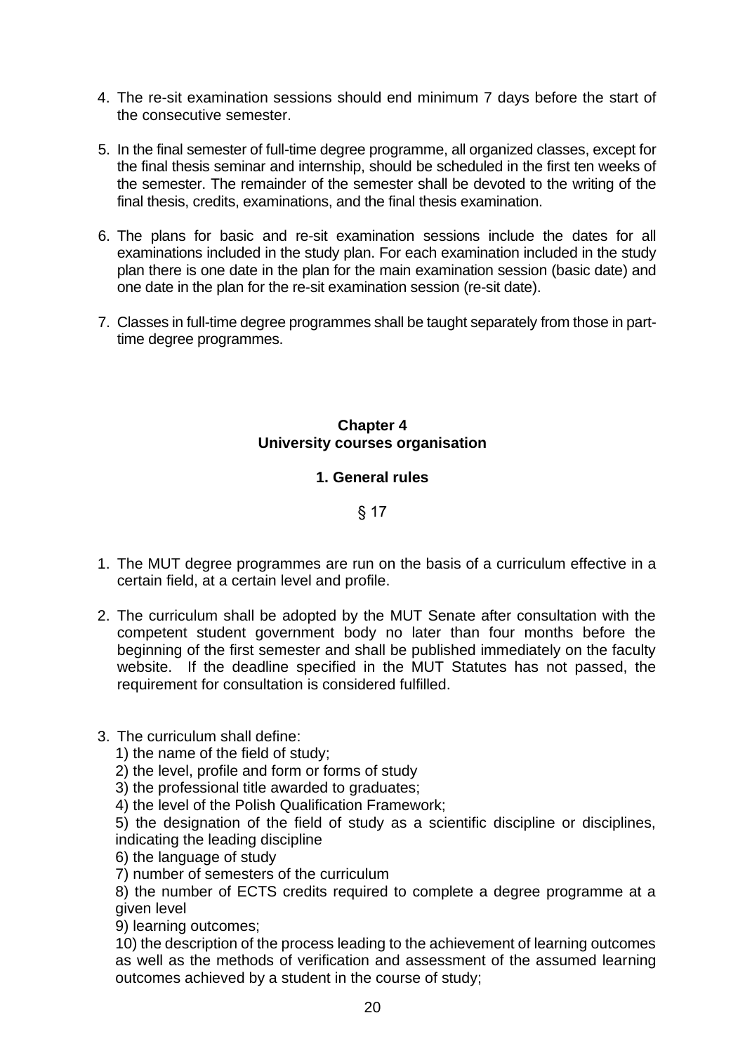4. The re-sit examination sessions should end minimum 7 days before the start of the consecutive semester.

5. In the final semester of full-time degree programme, all organized classes, except for the final thesis seminar and internship, should be scheduled in the first ten weeks of the semester. The remainder of the semester shall be devoted to the writing of the final thesis, credits, examinations, and the final thesis examination.

6. The plans for basic and re-sit examination sessions include the dates for all examinations included in the study plan. For each examination included in the study plan there is one date in the plan for the main examination session (basic date) and one date in the plan for the re-sit examination session (re-sit date).

7. Classes in full-time degree programmes shall be taught separately from those in part-time degree programmes.

## Chapter 4
## University courses organisation

### 1. General rules

§ 17

1. The MUT degree programmes are run on the basis of a curriculum effective in a certain field, at a certain level and profile.

2. The curriculum shall be adopted by the MUT Senate after consultation with the competent student government body no later than four months before the beginning of the first semester and shall be published immediately on the faculty website. If the deadline specified in the MUT Statutes has not passed, the requirement for consultation is considered fulfilled.

3. The curriculum shall define:
   1) the name of the field of study;
   2) the level, profile and form or forms of study
   3) the professional title awarded to graduates;
   4) the level of the Polish Qualification Framework;
   5) the designation of the field of study as a scientific discipline or disciplines, indicating the leading discipline
   6) the language of study
   7) number of semesters of the curriculum
   8) the number of ECTS credits required to complete a degree programme at a given level
   9) learning outcomes;
   10) the description of the process leading to the achievement of learning outcomes as well as the methods of verification and assessment of the assumed learning outcomes achieved by a student in the course of study;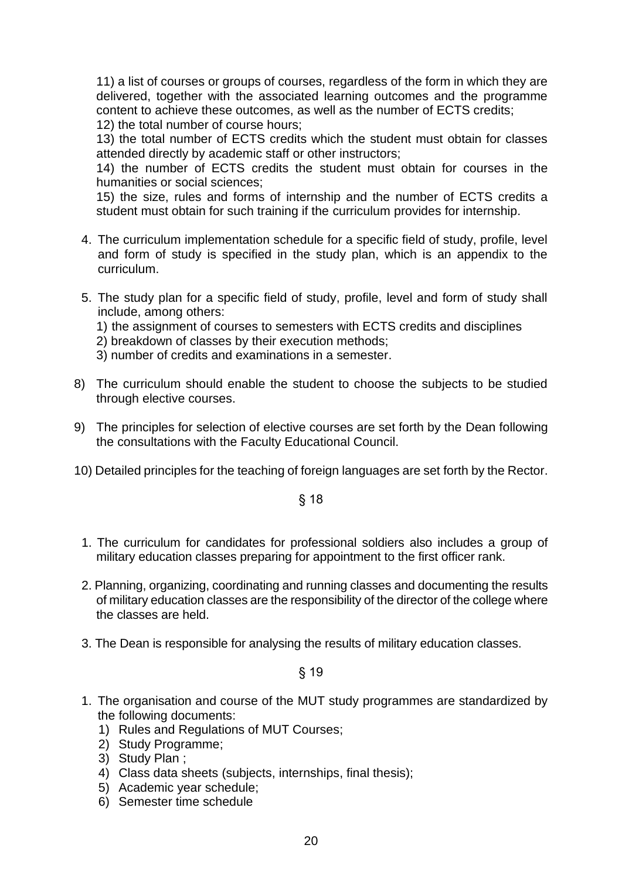11) a list of courses or groups of courses, regardless of the form in which they are delivered, together with the associated learning outcomes and the programme content to achieve these outcomes, as well as the number of ECTS credits;
12) the total number of course hours;
13) the total number of ECTS credits which the student must obtain for classes attended directly by academic staff or other instructors;
14) the number of ECTS credits the student must obtain for courses in the humanities or social sciences;
15) the size, rules and forms of internship and the number of ECTS credits a student must obtain for such training if the curriculum provides for internship.

4. The curriculum implementation schedule for a specific field of study, profile, level and form of study is specified in the study plan, which is an appendix to the curriculum.

5. The study plan for a specific field of study, profile, level and form of study shall include, among others:
   1) the assignment of courses to semesters with ECTS credits and disciplines
   2) breakdown of classes by their execution methods;
   3) number of credits and examinations in a semester.

8) The curriculum should enable the student to choose the subjects to be studied through elective courses.

9) The principles for selection of elective courses are set forth by the Dean following the consultations with the Faculty Educational Council.

10) Detailed principles for the teaching of foreign languages are set forth by the Rector.

§ 18

1. The curriculum for candidates for professional soldiers also includes a group of military education classes preparing for appointment to the first officer rank.

2. Planning, organizing, coordinating and running classes and documenting the results of military education classes are the responsibility of the director of the college where the classes are held.

3. The Dean is responsible for analysing the results of military education classes.

§ 19

1. The organisation and course of the MUT study programmes are standardized by the following documents:
   1) Rules and Regulations of MUT Courses;
   2) Study Programme;
   3) Study Plan ;
   4) Class data sheets (subjects, internships, final thesis);
   5) Academic year schedule;
   6) Semester time schedule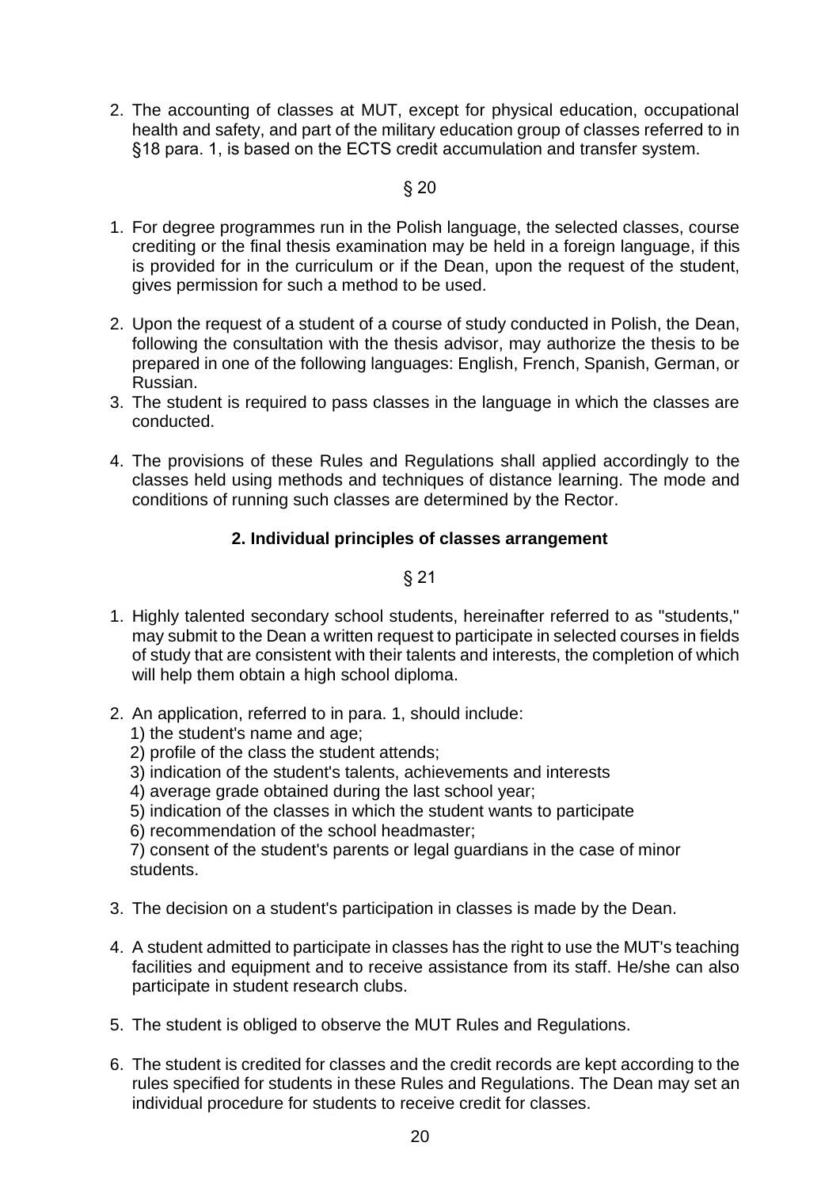2. The accounting of classes at MUT, except for physical education, occupational health and safety, and part of the military education group of classes referred to in §18 para. 1, is based on the ECTS credit accumulation and transfer system.

§ 20

1. For degree programmes run in the Polish language, the selected classes, course crediting or the final thesis examination may be held in a foreign language, if this is provided for in the curriculum or if the Dean, upon the request of the student, gives permission for such a method to be used.
2. Upon the request of a student of a course of study conducted in Polish, the Dean, following the consultation with the thesis advisor, may authorize the thesis to be prepared in one of the following languages: English, French, Spanish, German, or Russian.
3. The student is required to pass classes in the language in which the classes are conducted.
4. The provisions of these Rules and Regulations shall applied accordingly to the classes held using methods and techniques of distance learning. The mode and conditions of running such classes are determined by the Rector.

## 2. Individual principles of classes arrangement

§ 21

1. Highly talented secondary school students, hereinafter referred to as "students," may submit to the Dean a written request to participate in selected courses in fields of study that are consistent with their talents and interests, the completion of which will help them obtain a high school diploma.
2. An application, referred to in para. 1, should include:
   1) the student's name and age;
   2) profile of the class the student attends;
   3) indication of the student's talents, achievements and interests
   4) average grade obtained during the last school year;
   5) indication of the classes in which the student wants to participate
   6) recommendation of the school headmaster;
   7) consent of the student's parents or legal guardians in the case of minor students.
3. The decision on a student's participation in classes is made by the Dean.
4. A student admitted to participate in classes has the right to use the MUT's teaching facilities and equipment and to receive assistance from its staff. He/she can also participate in student research clubs.
5. The student is obliged to observe the MUT Rules and Regulations.
6. The student is credited for classes and the credit records are kept according to the rules specified for students in these Rules and Regulations. The Dean may set an individual procedure for students to receive credit for classes.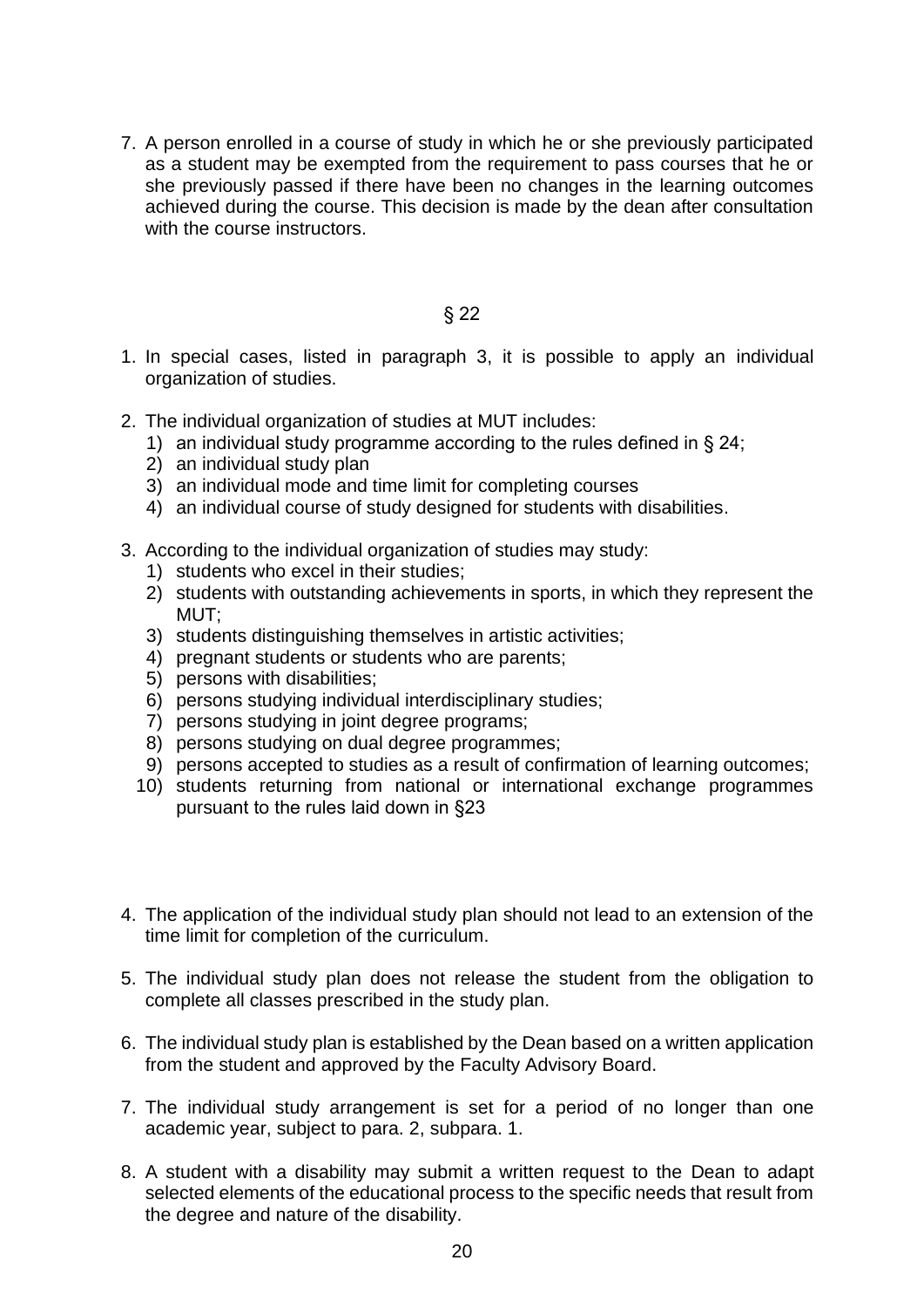7. A person enrolled in a course of study in which he or she previously participated as a student may be exempted from the requirement to pass courses that he or she previously passed if there have been no changes in the learning outcomes achieved during the course. This decision is made by the dean after consultation with the course instructors.

## § 22

1. In special cases, listed in paragraph 3, it is possible to apply an individual organization of studies.

2. The individual organization of studies at MUT includes:
   1) an individual study programme according to the rules defined in § 24;
   2) an individual study plan
   3) an individual mode and time limit for completing courses
   4) an individual course of study designed for students with disabilities.

3. According to the individual organization of studies may study:
   1) students who excel in their studies;
   2) students with outstanding achievements in sports, in which they represent the MUT;
   3) students distinguishing themselves in artistic activities;
   4) pregnant students or students who are parents;
   5) persons with disabilities;
   6) persons studying individual interdisciplinary studies;
   7) persons studying in joint degree programs;
   8) persons studying on dual degree programmes;
   9) persons accepted to studies as a result of confirmation of learning outcomes;
   10) students returning from national or international exchange programmes pursuant to the rules laid down in §23

4. The application of the individual study plan should not lead to an extension of the time limit for completion of the curriculum.

5. The individual study plan does not release the student from the obligation to complete all classes prescribed in the study plan.

6. The individual study plan is established by the Dean based on a written application from the student and approved by the Faculty Advisory Board.

7. The individual study arrangement is set for a period of no longer than one academic year, subject to para. 2, subpara. 1.

8. A student with a disability may submit a written request to the Dean to adapt selected elements of the educational process to the specific needs that result from the degree and nature of the disability.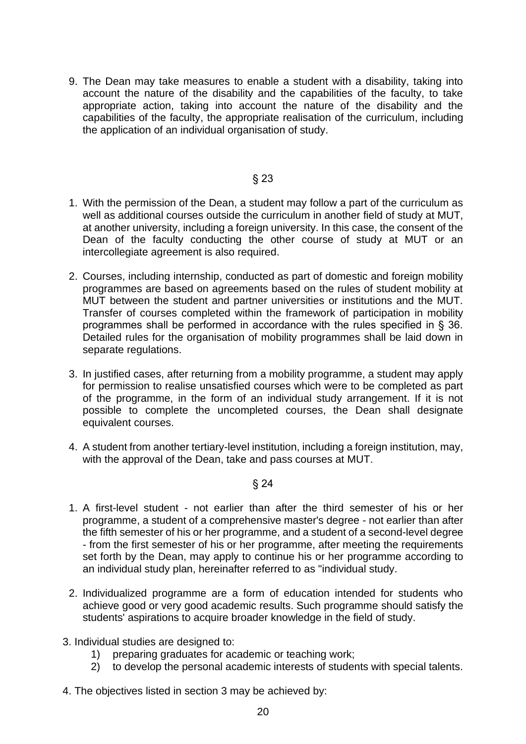9. The Dean may take measures to enable a student with a disability, taking into account the nature of the disability and the capabilities of the faculty, to take appropriate action, taking into account the nature of the disability and the capabilities of the faculty, the appropriate realisation of the curriculum, including the application of an individual organisation of study.

§ 23

1. With the permission of the Dean, a student may follow a part of the curriculum as well as additional courses outside the curriculum in another field of study at MUT, at another university, including a foreign university. In this case, the consent of the Dean of the faculty conducting the other course of study at MUT or an intercollegiate agreement is also required.
2. Courses, including internship, conducted as part of domestic and foreign mobility programmes are based on agreements based on the rules of student mobility at MUT between the student and partner universities or institutions and the MUT. Transfer of courses completed within the framework of participation in mobility programmes shall be performed in accordance with the rules specified in § 36. Detailed rules for the organisation of mobility programmes shall be laid down in separate regulations.
3. In justified cases, after returning from a mobility programme, a student may apply for permission to realise unsatisfied courses which were to be completed as part of the programme, in the form of an individual study arrangement. If it is not possible to complete the uncompleted courses, the Dean shall designate equivalent courses.
4. A student from another tertiary-level institution, including a foreign institution, may, with the approval of the Dean, take and pass courses at MUT.

§ 24

1. A first-level student - not earlier than after the third semester of his or her programme, a student of a comprehensive master's degree - not earlier than after the fifth semester of his or her programme, and a student of a second-level degree - from the first semester of his or her programme, after meeting the requirements set forth by the Dean, may apply to continue his or her programme according to an individual study plan, hereinafter referred to as "individual study.
2. Individualized programme are a form of education intended for students who achieve good or very good academic results. Such programme should satisfy the students' aspirations to acquire broader knowledge in the field of study.
3. Individual studies are designed to:
   1) preparing graduates for academic or teaching work;
   2) to develop the personal academic interests of students with special talents.
4. The objectives listed in section 3 may be achieved by: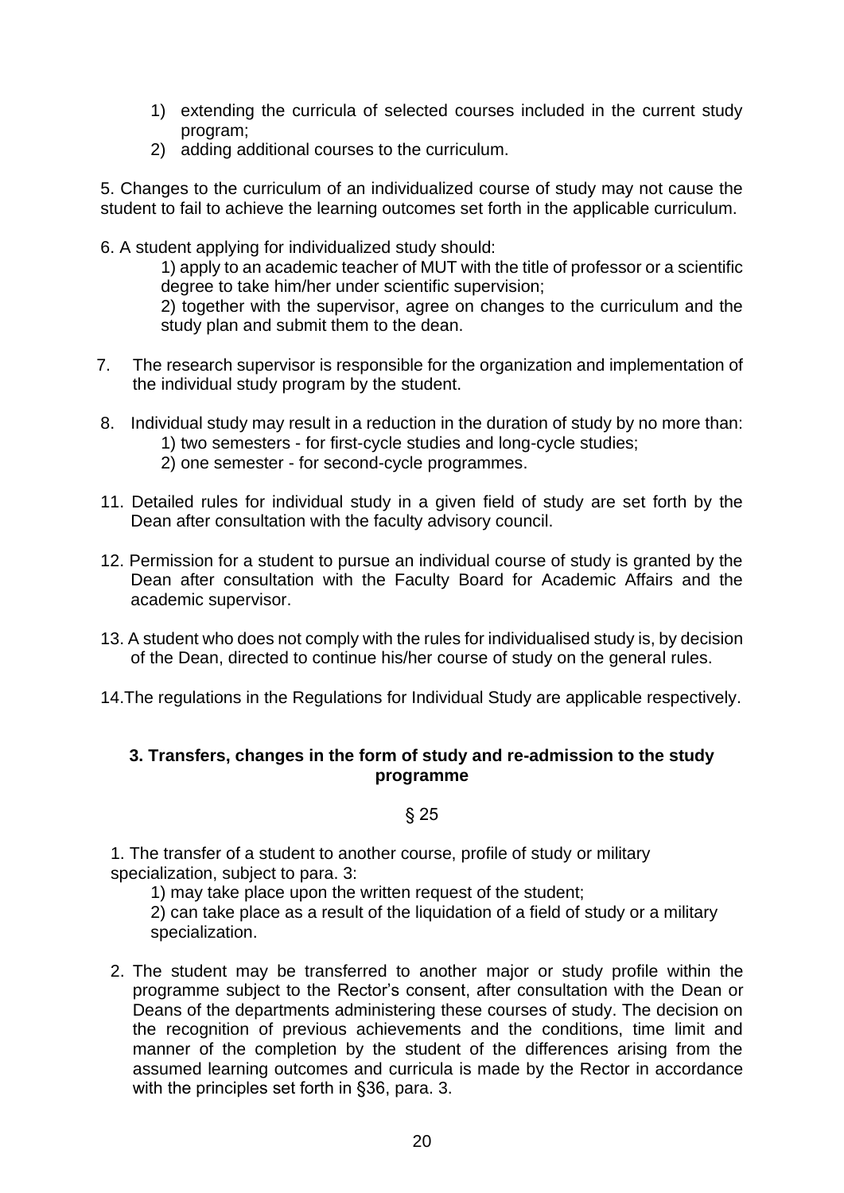1) extending the curricula of selected courses included in the current study program;
2) adding additional courses to the curriculum.

5. Changes to the curriculum of an individualized course of study may not cause the student to fail to achieve the learning outcomes set forth in the applicable curriculum.

6. A student applying for individualized study should:

   1) apply to an academic teacher of MUT with the title of professor or a scientific degree to take him/her under scientific supervision;

   2) together with the supervisor, agree on changes to the curriculum and the study plan and submit them to the dean.

7. The research supervisor is responsible for the organization and implementation of the individual study program by the student.

8. Individual study may result in a reduction in the duration of study by no more than:

   1) two semesters - for first-cycle studies and long-cycle studies;

   2) one semester - for second-cycle programmes.

11. Detailed rules for individual study in a given field of study are set forth by the Dean after consultation with the faculty advisory council.

12. Permission for a student to pursue an individual course of study is granted by the Dean after consultation with the Faculty Board for Academic Affairs and the academic supervisor.

13. A student who does not comply with the rules for individualised study is, by decision of the Dean, directed to continue his/her course of study on the general rules.

14. The regulations in the Regulations for Individual Study are applicable respectively.

### 3. Transfers, changes in the form of study and re-admission to the study programme

§ 25

1. The transfer of a student to another course, profile of study or military specialization, subject to para. 3:

   1) may take place upon the written request of the student;

   2) can take place as a result of the liquidation of a field of study or a military specialization.

2. The student may be transferred to another major or study profile within the programme subject to the Rector's consent, after consultation with the Dean or Deans of the departments administering these courses of study. The decision on the recognition of previous achievements and the conditions, time limit and manner of the completion by the student of the differences arising from the assumed learning outcomes and curricula is made by the Rector in accordance with the principles set forth in §36, para. 3.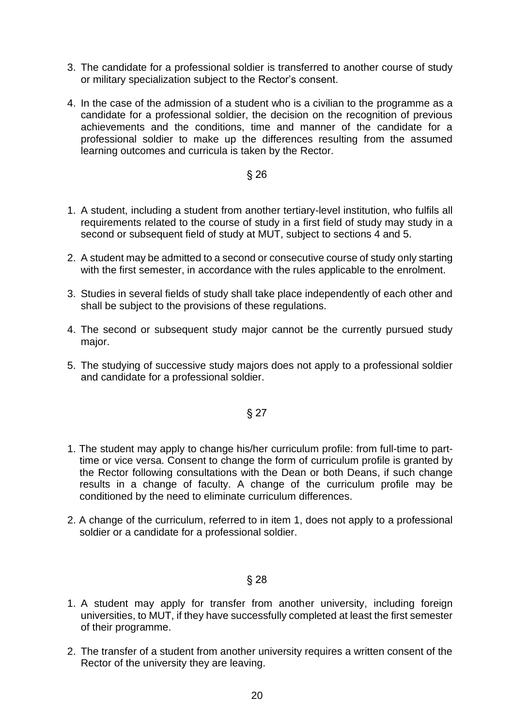3. The candidate for a professional soldier is transferred to another course of study or military specialization subject to the Rector's consent.

4. In the case of the admission of a student who is a civilian to the programme as a candidate for a professional soldier, the decision on the recognition of previous achievements and the conditions, time and manner of the candidate for a professional soldier to make up the differences resulting from the assumed learning outcomes and curricula is taken by the Rector.

## § 26

1. A student, including a student from another tertiary-level institution, who fulfils all requirements related to the course of study in a first field of study may study in a second or subsequent field of study at MUT, subject to sections 4 and 5.

2. A student may be admitted to a second or consecutive course of study only starting with the first semester, in accordance with the rules applicable to the enrolment.

3. Studies in several fields of study shall take place independently of each other and shall be subject to the provisions of these regulations.

4. The second or subsequent study major cannot be the currently pursued study major.

5. The studying of successive study majors does not apply to a professional soldier and candidate for a professional soldier.

## § 27

1. The student may apply to change his/her curriculum profile: from full-time to part-time or vice versa. Consent to change the form of curriculum profile is granted by the Rector following consultations with the Dean or both Deans, if such change results in a change of faculty. A change of the curriculum profile may be conditioned by the need to eliminate curriculum differences.

2. A change of the curriculum, referred to in item 1, does not apply to a professional soldier or a candidate for a professional soldier.

## § 28

1. A student may apply for transfer from another university, including foreign universities, to MUT, if they have successfully completed at least the first semester of their programme.

2. The transfer of a student from another university requires a written consent of the Rector of the university they are leaving.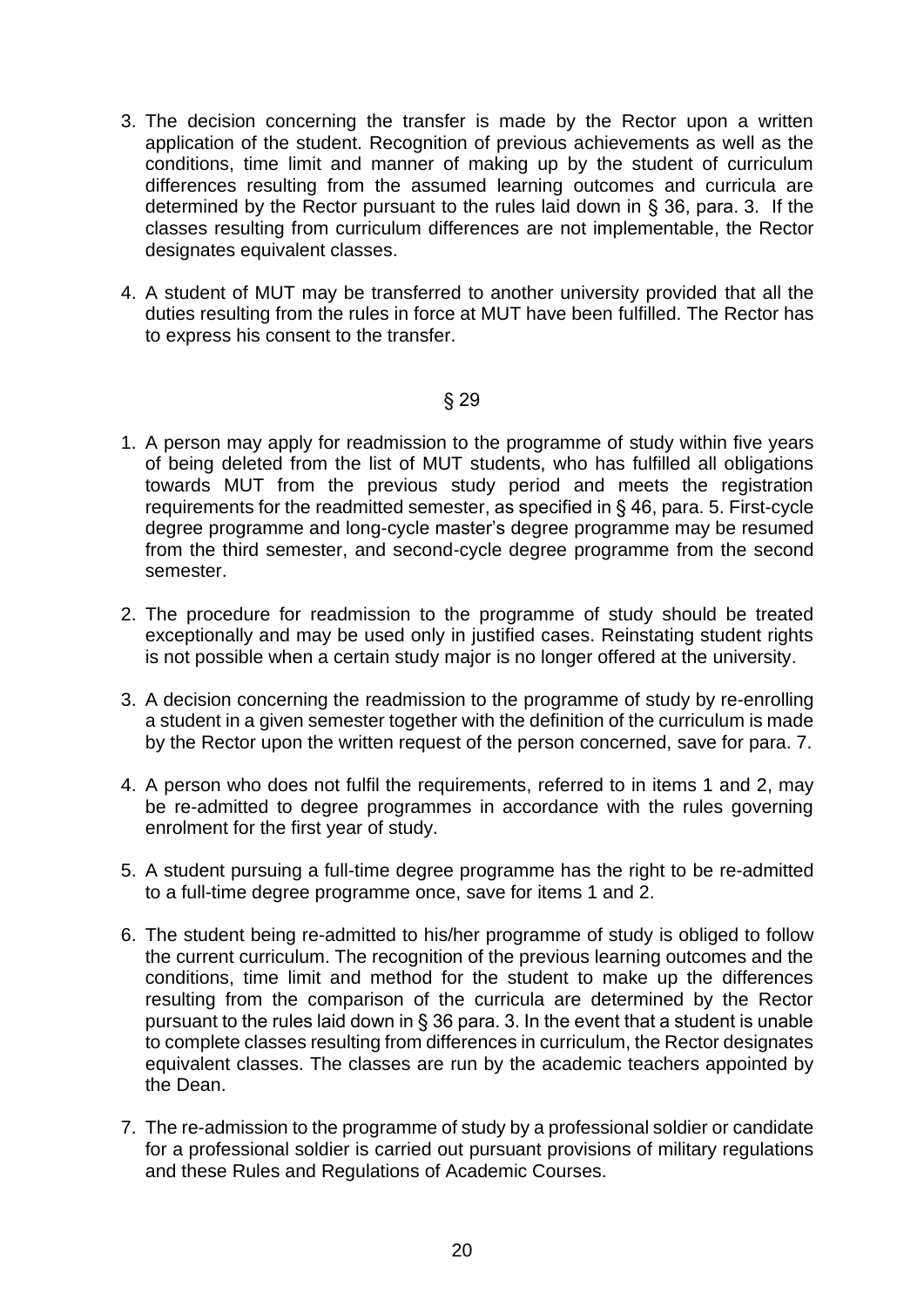3. The decision concerning the transfer is made by the Rector upon a written application of the student. Recognition of previous achievements as well as the conditions, time limit and manner of making up by the student of curriculum differences resulting from the assumed learning outcomes and curricula are determined by the Rector pursuant to the rules laid down in § 36, para. 3. If the classes resulting from curriculum differences are not implementable, the Rector designates equivalent classes.

4. A student of MUT may be transferred to another university provided that all the duties resulting from the rules in force at MUT have been fulfilled. The Rector has to express his consent to the transfer.

## § 29

1. A person may apply for readmission to the programme of study within five years of being deleted from the list of MUT students, who has fulfilled all obligations towards MUT from the previous study period and meets the registration requirements for the readmitted semester, as specified in § 46, para. 5. First-cycle degree programme and long-cycle master's degree programme may be resumed from the third semester, and second-cycle degree programme from the second semester.

2. The procedure for readmission to the programme of study should be treated exceptionally and may be used only in justified cases. Reinstating student rights is not possible when a certain study major is no longer offered at the university.

3. A decision concerning the readmission to the programme of study by re-enrolling a student in a given semester together with the definition of the curriculum is made by the Rector upon the written request of the person concerned, save for para. 7.

4. A person who does not fulfil the requirements, referred to in items 1 and 2, may be re-admitted to degree programmes in accordance with the rules governing enrolment for the first year of study.

5. A student pursuing a full-time degree programme has the right to be re-admitted to a full-time degree programme once, save for items 1 and 2.

6. The student being re-admitted to his/her programme of study is obliged to follow the current curriculum. The recognition of the previous learning outcomes and the conditions, time limit and method for the student to make up the differences resulting from the comparison of the curricula are determined by the Rector pursuant to the rules laid down in § 36 para. 3. In the event that a student is unable to complete classes resulting from differences in curriculum, the Rector designates equivalent classes. The classes are run by the academic teachers appointed by the Dean.

7. The re-admission to the programme of study by a professional soldier or candidate for a professional soldier is carried out pursuant provisions of military regulations and these Rules and Regulations of Academic Courses.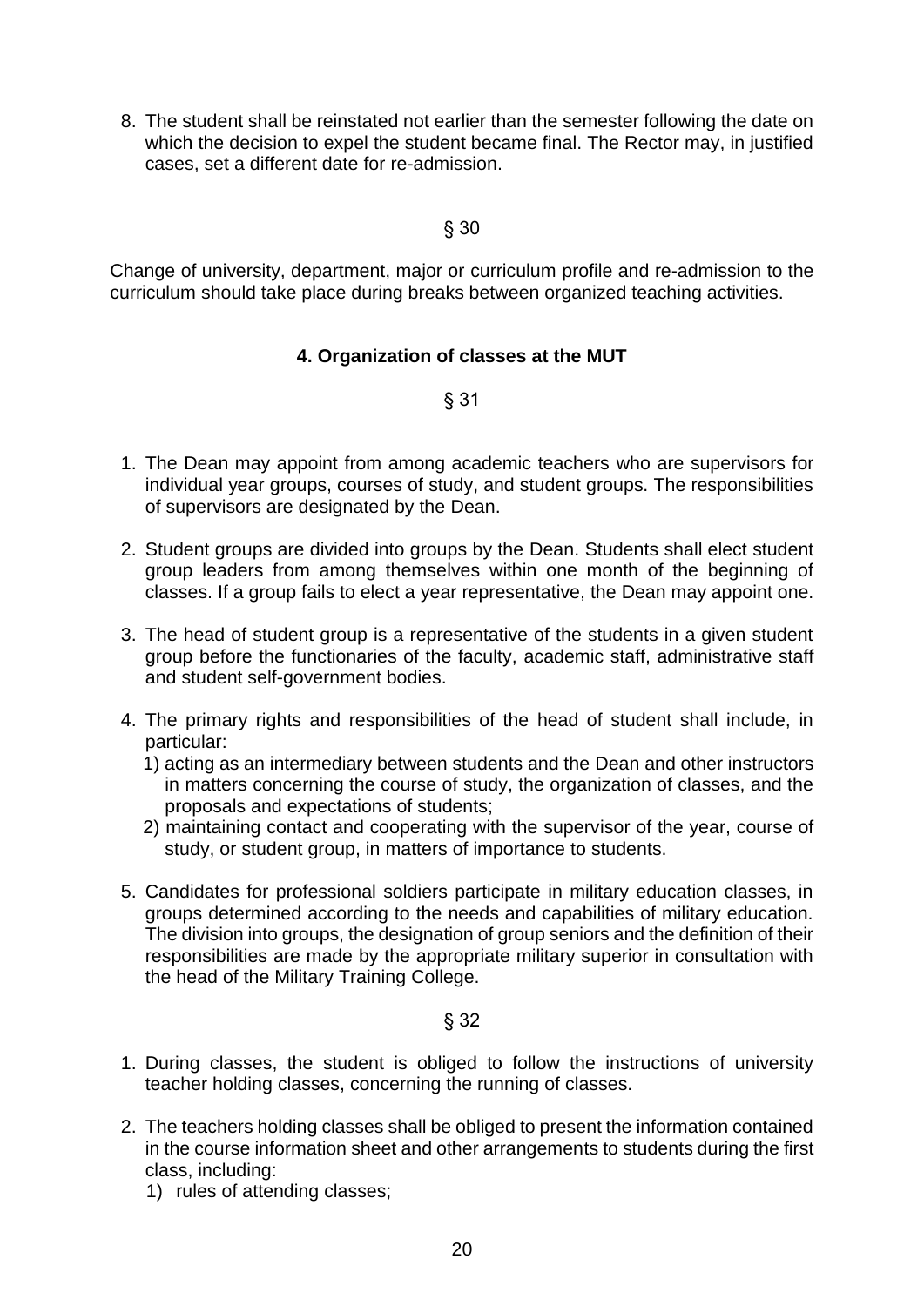8. The student shall be reinstated not earlier than the semester following the date on which the decision to expel the student became final. The Rector may, in justified cases, set a different date for re-admission.

§ 30

Change of university, department, major or curriculum profile and re-admission to the curriculum should take place during breaks between organized teaching activities.

## 4. Organization of classes at the MUT

§ 31

1. The Dean may appoint from among academic teachers who are supervisors for individual year groups, courses of study, and student groups. The responsibilities of supervisors are designated by the Dean.

2. Student groups are divided into groups by the Dean. Students shall elect student group leaders from among themselves within one month of the beginning of classes. If a group fails to elect a year representative, the Dean may appoint one.

3. The head of student group is a representative of the students in a given student group before the functionaries of the faculty, academic staff, administrative staff and student self-government bodies.

4. The primary rights and responsibilities of the head of student shall include, in particular:
   1) acting as an intermediary between students and the Dean and other instructors in matters concerning the course of study, the organization of classes, and the proposals and expectations of students;
   2) maintaining contact and cooperating with the supervisor of the year, course of study, or student group, in matters of importance to students.

5. Candidates for professional soldiers participate in military education classes, in groups determined according to the needs and capabilities of military education. The division into groups, the designation of group seniors and the definition of their responsibilities are made by the appropriate military superior in consultation with the head of the Military Training College.

§ 32

1. During classes, the student is obliged to follow the instructions of university teacher holding classes, concerning the running of classes.

2. The teachers holding classes shall be obliged to present the information contained in the course information sheet and other arrangements to students during the first class, including:
   1) rules of attending classes;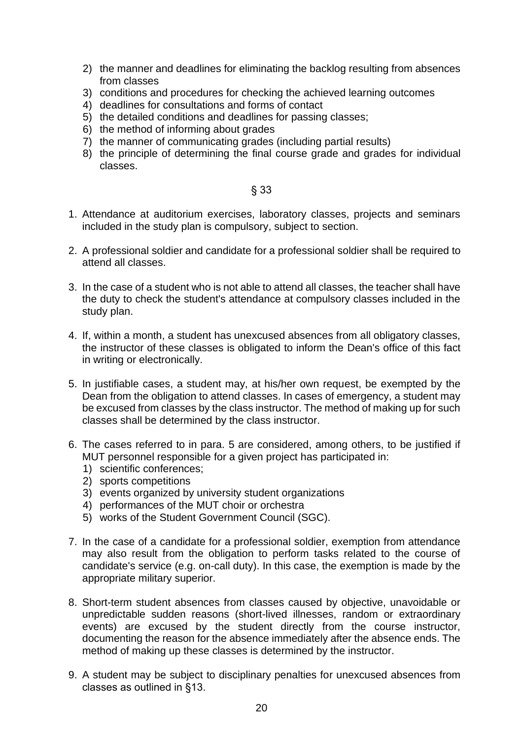2) the manner and deadlines for eliminating the backlog resulting from absences from classes
3) conditions and procedures for checking the achieved learning outcomes
4) deadlines for consultations and forms of contact
5) the detailed conditions and deadlines for passing classes;
6) the method of informing about grades
7) the manner of communicating grades (including partial results)
8) the principle of determining the final course grade and grades for individual classes.

§ 33

1. Attendance at auditorium exercises, laboratory classes, projects and seminars included in the study plan is compulsory, subject to section.

2. A professional soldier and candidate for a professional soldier shall be required to attend all classes.

3. In the case of a student who is not able to attend all classes, the teacher shall have the duty to check the student's attendance at compulsory classes included in the study plan.

4. If, within a month, a student has unexcused absences from all obligatory classes, the instructor of these classes is obligated to inform the Dean's office of this fact in writing or electronically.

5. In justifiable cases, a student may, at his/her own request, be exempted by the Dean from the obligation to attend classes. In cases of emergency, a student may be excused from classes by the class instructor. The method of making up for such classes shall be determined by the class instructor.

6. The cases referred to in para. 5 are considered, among others, to be justified if MUT personnel responsible for a given project has participated in:
   1) scientific conferences;
   2) sports competitions
   3) events organized by university student organizations
   4) performances of the MUT choir or orchestra
   5) works of the Student Government Council (SGC).

7. In the case of a candidate for a professional soldier, exemption from attendance may also result from the obligation to perform tasks related to the course of candidate's service (e.g. on-call duty). In this case, the exemption is made by the appropriate military superior.

8. Short-term student absences from classes caused by objective, unavoidable or unpredictable sudden reasons (short-lived illnesses, random or extraordinary events) are excused by the student directly from the course instructor, documenting the reason for the absence immediately after the absence ends. The method of making up these classes is determined by the instructor.

9. A student may be subject to disciplinary penalties for unexcused absences from classes as outlined in §13.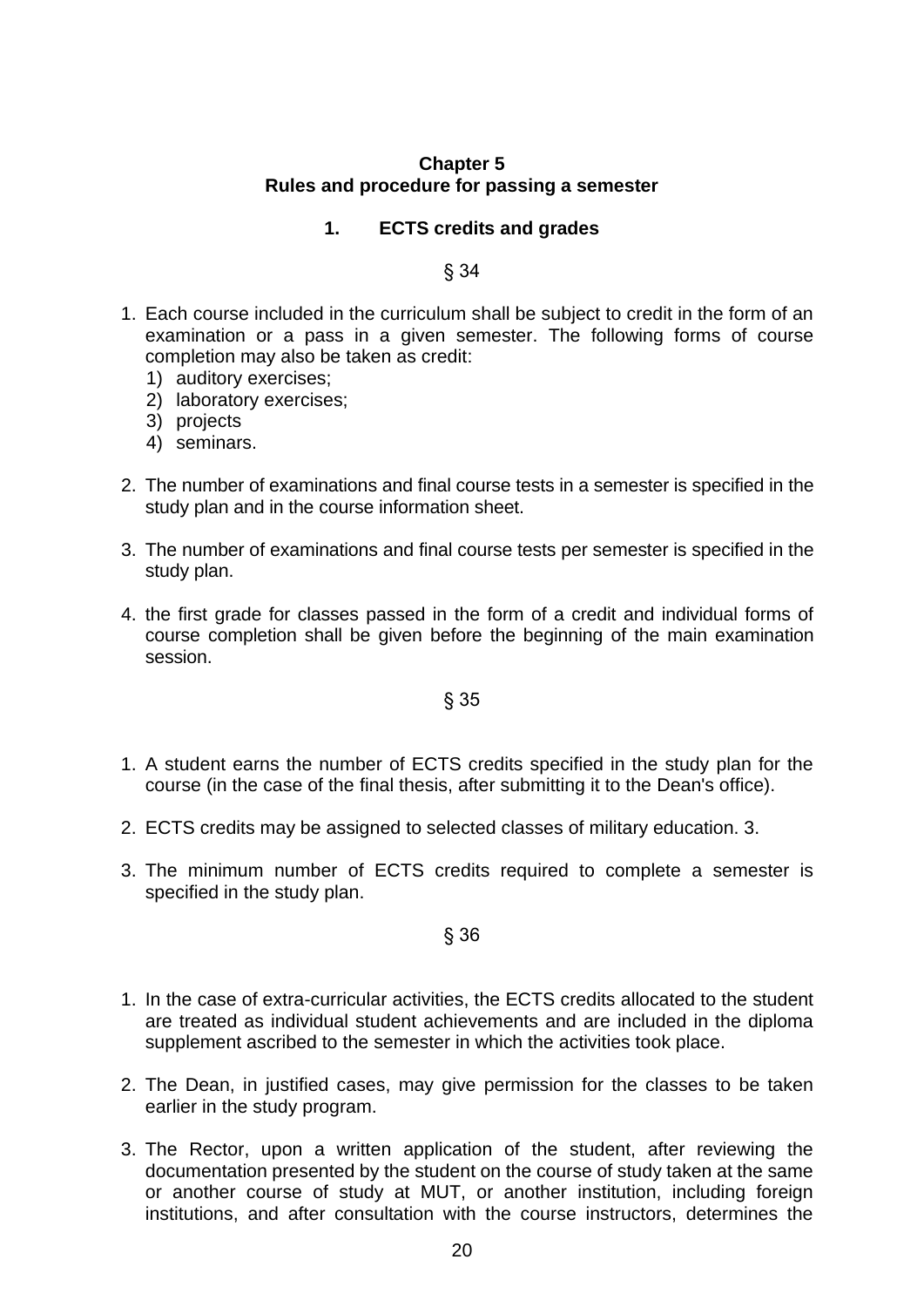## Chapter 5
## Rules and procedure for passing a semester

### 1. ECTS credits and grades

§ 34

1. Each course included in the curriculum shall be subject to credit in the form of an examination or a pass in a given semester. The following forms of course completion may also be taken as credit:
   1) auditory exercises;
   2) laboratory exercises;
   3) projects
   4) seminars.

2. The number of examinations and final course tests in a semester is specified in the study plan and in the course information sheet.

3. The number of examinations and final course tests per semester is specified in the study plan.

4. the first grade for classes passed in the form of a credit and individual forms of course completion shall be given before the beginning of the main examination session.

§ 35

1. A student earns the number of ECTS credits specified in the study plan for the course (in the case of the final thesis, after submitting it to the Dean's office).

2. ECTS credits may be assigned to selected classes of military education. 3.

3. The minimum number of ECTS credits required to complete a semester is specified in the study plan.

§ 36

1. In the case of extra-curricular activities, the ECTS credits allocated to the student are treated as individual student achievements and are included in the diploma supplement ascribed to the semester in which the activities took place.

2. The Dean, in justified cases, may give permission for the classes to be taken earlier in the study program.

3. The Rector, upon a written application of the student, after reviewing the documentation presented by the student on the course of study taken at the same or another course of study at MUT, or another institution, including foreign institutions, and after consultation with the course instructors, determines the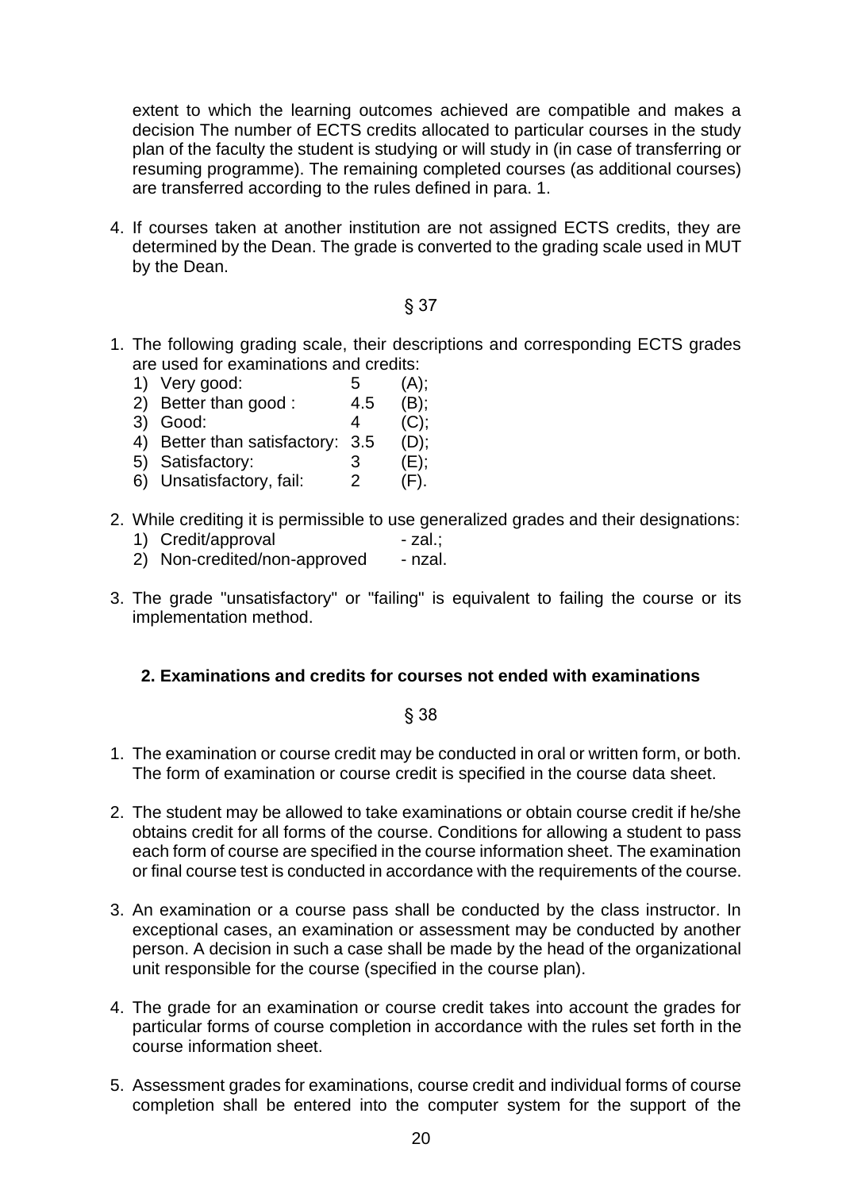extent to which the learning outcomes achieved are compatible and makes a decision The number of ECTS credits allocated to particular courses in the study plan of the faculty the student is studying or will study in (in case of transferring or resuming programme). The remaining completed courses (as additional courses) are transferred according to the rules defined in para. 1.

4. If courses taken at another institution are not assigned ECTS credits, they are determined by the Dean. The grade is converted to the grading scale used in MUT by the Dean.

§ 37

1. The following grading scale, their descriptions and corresponding ECTS grades are used for examinations and credits:
   1) Very good: 5 (A);
   2) Better than good : 4.5 (B);
   3) Good: 4 (C);
   4) Better than satisfactory: 3.5 (D);
   5) Satisfactory: 3 (E);
   6) Unsatisfactory, fail: 2 (F).

2. While crediting it is permissible to use generalized grades and their designations:
   1) Credit/approval - zal.;
   2) Non-credited/non-approved - nzal.

3. The grade "unsatisfactory" or "failing" is equivalent to failing the course or its implementation method.

## 2. Examinations and credits for courses not ended with examinations

§ 38

1. The examination or course credit may be conducted in oral or written form, or both. The form of examination or course credit is specified in the course data sheet.

2. The student may be allowed to take examinations or obtain course credit if he/she obtains credit for all forms of the course. Conditions for allowing a student to pass each form of course are specified in the course information sheet. The examination or final course test is conducted in accordance with the requirements of the course.

3. An examination or a course pass shall be conducted by the class instructor. In exceptional cases, an examination or assessment may be conducted by another person. A decision in such a case shall be made by the head of the organizational unit responsible for the course (specified in the course plan).

4. The grade for an examination or course credit takes into account the grades for particular forms of course completion in accordance with the rules set forth in the course information sheet.

5. Assessment grades for examinations, course credit and individual forms of course completion shall be entered into the computer system for the support of the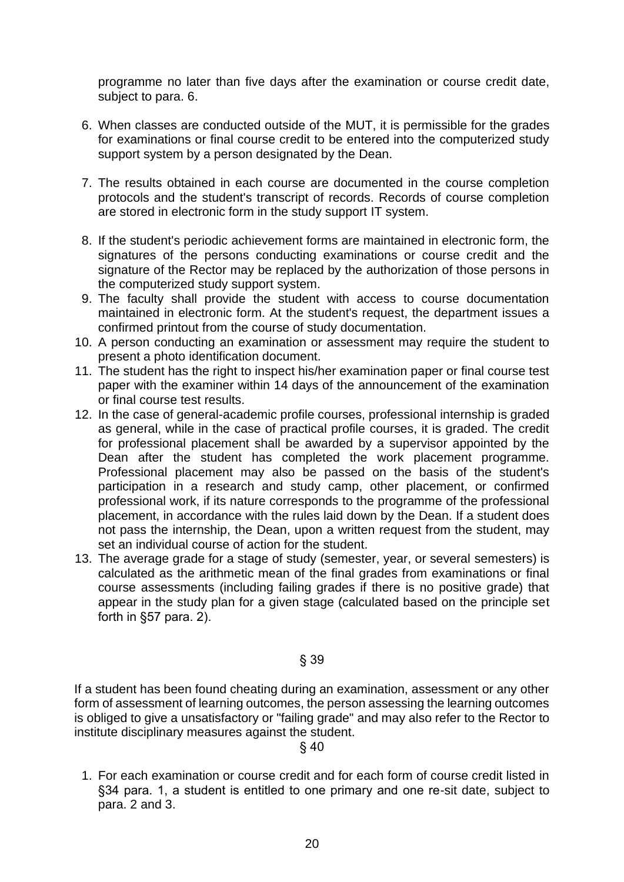programme no later than five days after the examination or course credit date, subject to para. 6.

6. When classes are conducted outside of the MUT, it is permissible for the grades for examinations or final course credit to be entered into the computerized study support system by a person designated by the Dean.
7. The results obtained in each course are documented in the course completion protocols and the student's transcript of records. Records of course completion are stored in electronic form in the study support IT system.
8. If the student's periodic achievement forms are maintained in electronic form, the signatures of the persons conducting examinations or course credit and the signature of the Rector may be replaced by the authorization of those persons in the computerized study support system.
9. The faculty shall provide the student with access to course documentation maintained in electronic form. At the student's request, the department issues a confirmed printout from the course of study documentation.
10. A person conducting an examination or assessment may require the student to present a photo identification document.
11. The student has the right to inspect his/her examination paper or final course test paper with the examiner within 14 days of the announcement of the examination or final course test results.
12. In the case of general-academic profile courses, professional internship is graded as general, while in the case of practical profile courses, it is graded. The credit for professional placement shall be awarded by a supervisor appointed by the Dean after the student has completed the work placement programme. Professional placement may also be passed on the basis of the student's participation in a research and study camp, other placement, or confirmed professional work, if its nature corresponds to the programme of the professional placement, in accordance with the rules laid down by the Dean. If a student does not pass the internship, the Dean, upon a written request from the student, may set an individual course of action for the student.
13. The average grade for a stage of study (semester, year, or several semesters) is calculated as the arithmetic mean of the final grades from examinations or final course assessments (including failing grades if there is no positive grade) that appear in the study plan for a given stage (calculated based on the principle set forth in §57 para. 2).

§ 39

If a student has been found cheating during an examination, assessment or any other form of assessment of learning outcomes, the person assessing the learning outcomes is obliged to give a unsatisfactory or "failing grade" and may also refer to the Rector to institute disciplinary measures against the student.

§ 40

1. For each examination or course credit and for each form of course credit listed in §34 para. 1, a student is entitled to one primary and one re-sit date, subject to para. 2 and 3.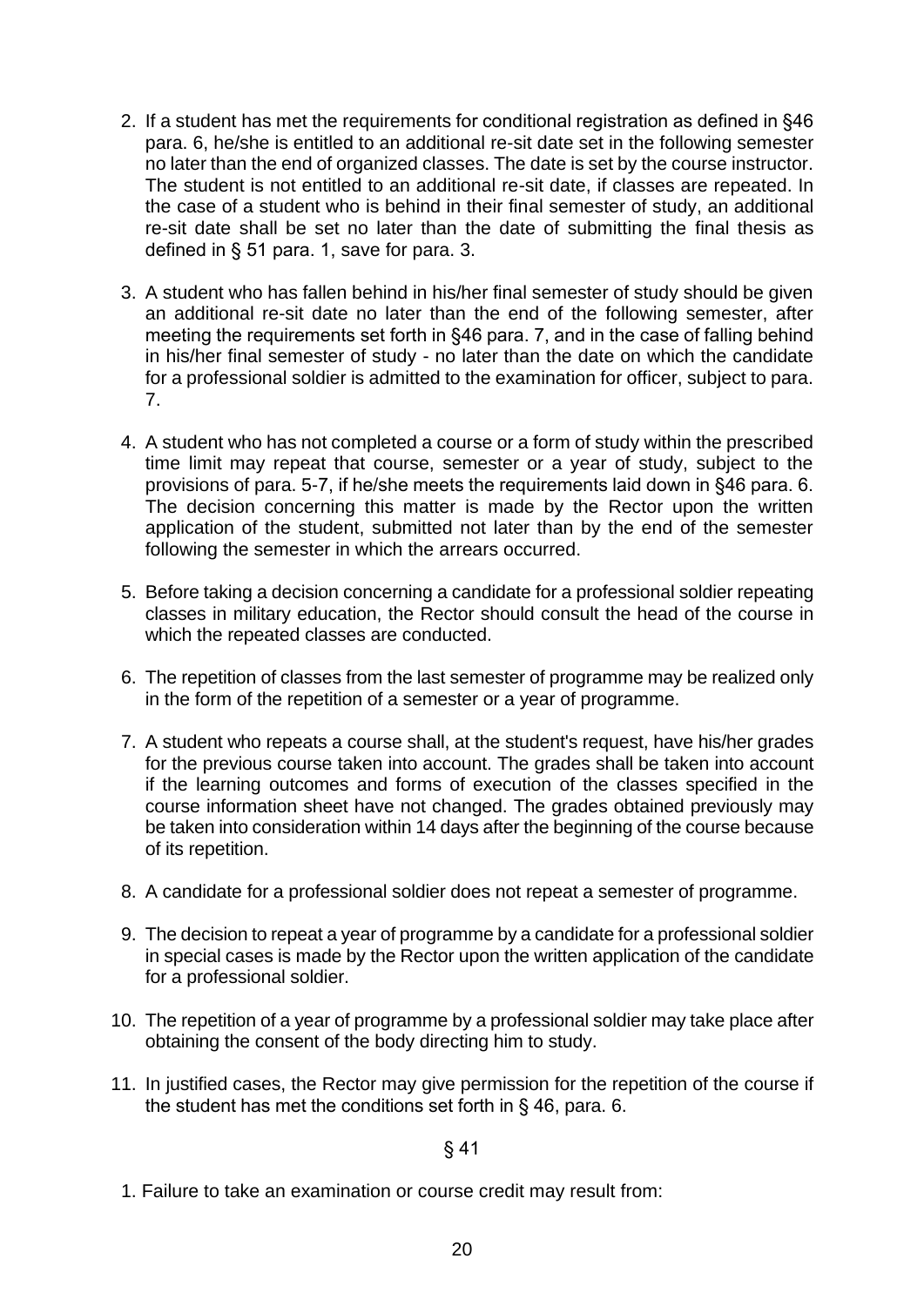2. If a student has met the requirements for conditional registration as defined in §46 para. 6, he/she is entitled to an additional re-sit date set in the following semester no later than the end of organized classes. The date is set by the course instructor. The student is not entitled to an additional re-sit date, if classes are repeated. In the case of a student who is behind in their final semester of study, an additional re-sit date shall be set no later than the date of submitting the final thesis as defined in § 51 para. 1, save for para. 3.

3. A student who has fallen behind in his/her final semester of study should be given an additional re-sit date no later than the end of the following semester, after meeting the requirements set forth in §46 para. 7, and in the case of falling behind in his/her final semester of study - no later than the date on which the candidate for a professional soldier is admitted to the examination for officer, subject to para. 7.

4. A student who has not completed a course or a form of study within the prescribed time limit may repeat that course, semester or a year of study, subject to the provisions of para. 5-7, if he/she meets the requirements laid down in §46 para. 6. The decision concerning this matter is made by the Rector upon the written application of the student, submitted not later than by the end of the semester following the semester in which the arrears occurred.

5. Before taking a decision concerning a candidate for a professional soldier repeating classes in military education, the Rector should consult the head of the course in which the repeated classes are conducted.

6. The repetition of classes from the last semester of programme may be realized only in the form of the repetition of a semester or a year of programme.

7. A student who repeats a course shall, at the student's request, have his/her grades for the previous course taken into account. The grades shall be taken into account if the learning outcomes and forms of execution of the classes specified in the course information sheet have not changed. The grades obtained previously may be taken into consideration within 14 days after the beginning of the course because of its repetition.

8. A candidate for a professional soldier does not repeat a semester of programme.

9. The decision to repeat a year of programme by a candidate for a professional soldier in special cases is made by the Rector upon the written application of the candidate for a professional soldier.

10. The repetition of a year of programme by a professional soldier may take place after obtaining the consent of the body directing him to study.

11. In justified cases, the Rector may give permission for the repetition of the course if the student has met the conditions set forth in § 46, para. 6.

§ 41

1. Failure to take an examination or course credit may result from: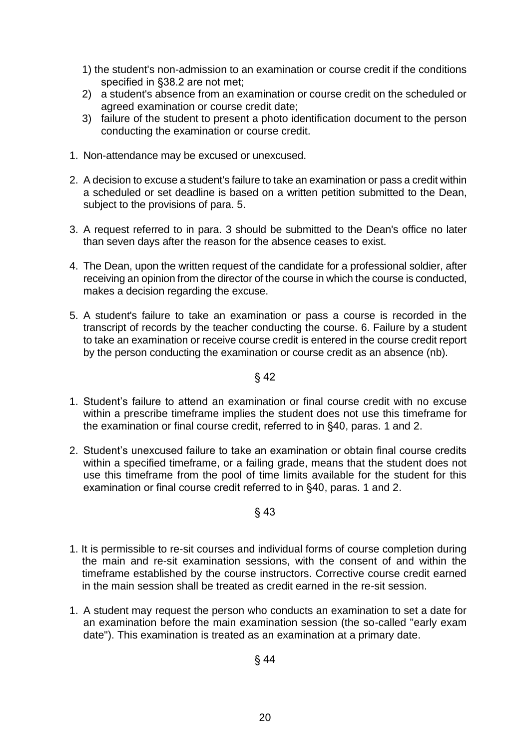1) the student's non-admission to an examination or course credit if the conditions specified in §38.2 are not met;
2) a student's absence from an examination or course credit on the scheduled or agreed examination or course credit date;
3) failure of the student to present a photo identification document to the person conducting the examination or course credit.

1. Non-attendance may be excused or unexcused.

2. A decision to excuse a student's failure to take an examination or pass a credit within a scheduled or set deadline is based on a written petition submitted to the Dean, subject to the provisions of para. 5.

3. A request referred to in para. 3 should be submitted to the Dean's office no later than seven days after the reason for the absence ceases to exist.

4. The Dean, upon the written request of the candidate for a professional soldier, after receiving an opinion from the director of the course in which the course is conducted, makes a decision regarding the excuse.

5. A student's failure to take an examination or pass a course is recorded in the transcript of records by the teacher conducting the course. 6. Failure by a student to take an examination or receive course credit is entered in the course credit report by the person conducting the examination or course credit as an absence (nb).

§ 42

1. Student's failure to attend an examination or final course credit with no excuse within a prescribe timeframe implies the student does not use this timeframe for the examination or final course credit, referred to in §40, paras. 1 and 2.

2. Student's unexcused failure to take an examination or obtain final course credits within a specified timeframe, or a failing grade, means that the student does not use this timeframe from the pool of time limits available for the student for this examination or final course credit referred to in §40, paras. 1 and 2.

§ 43

1. It is permissible to re-sit courses and individual forms of course completion during the main and re-sit examination sessions, with the consent of and within the timeframe established by the course instructors. Corrective course credit earned in the main session shall be treated as credit earned in the re-sit session.

1. A student may request the person who conducts an examination to set a date for an examination before the main examination session (the so-called "early exam date"). This examination is treated as an examination at a primary date.

§ 44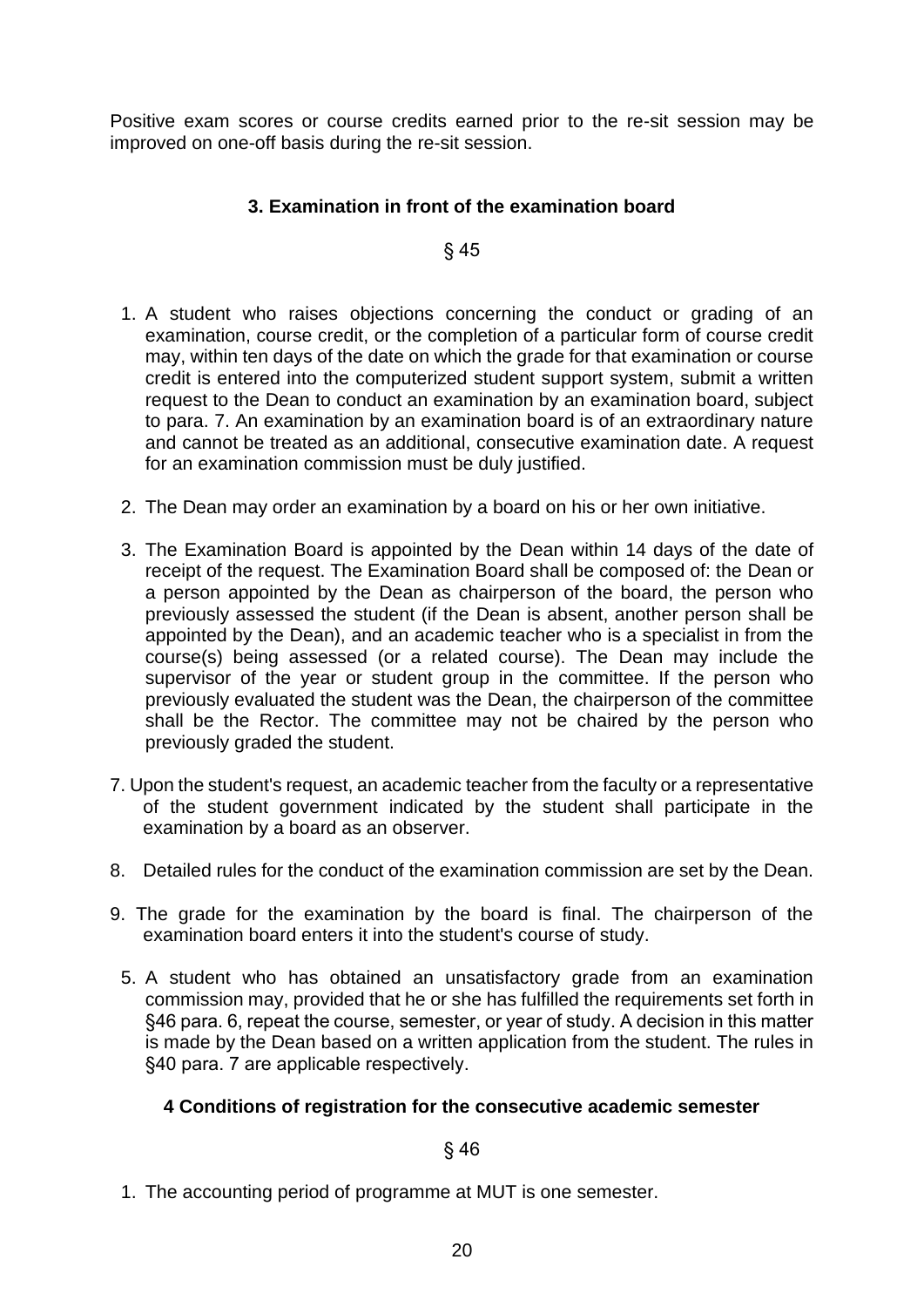Positive exam scores or course credits earned prior to the re-sit session may be improved on one-off basis during the re-sit session.

### 3. Examination in front of the examination board

§ 45

1. A student who raises objections concerning the conduct or grading of an examination, course credit, or the completion of a particular form of course credit may, within ten days of the date on which the grade for that examination or course credit is entered into the computerized student support system, submit a written request to the Dean to conduct an examination by an examination board, subject to para. 7. An examination by an examination board is of an extraordinary nature and cannot be treated as an additional, consecutive examination date. A request for an examination commission must be duly justified.
2. The Dean may order an examination by a board on his or her own initiative.
3. The Examination Board is appointed by the Dean within 14 days of the date of receipt of the request. The Examination Board shall be composed of: the Dean or a person appointed by the Dean as chairperson of the board, the person who previously assessed the student (if the Dean is absent, another person shall be appointed by the Dean), and an academic teacher who is a specialist in from the course(s) being assessed (or a related course). The Dean may include the supervisor of the year or student group in the committee. If the person who previously evaluated the student was the Dean, the chairperson of the committee shall be the Rector. The committee may not be chaired by the person who previously graded the student.

7. Upon the student's request, an academic teacher from the faculty or a representative of the student government indicated by the student shall participate in the examination by a board as an observer.

8. Detailed rules for the conduct of the examination commission are set by the Dean.

9. The grade for the examination by the board is final. The chairperson of the examination board enters it into the student's course of study.

5. A student who has obtained an unsatisfactory grade from an examination commission may, provided that he or she has fulfilled the requirements set forth in §46 para. 6, repeat the course, semester, or year of study. A decision in this matter is made by the Dean based on a written application from the student. The rules in §40 para. 7 are applicable respectively.

### 4 Conditions of registration for the consecutive academic semester

§ 46

1. The accounting period of programme at MUT is one semester.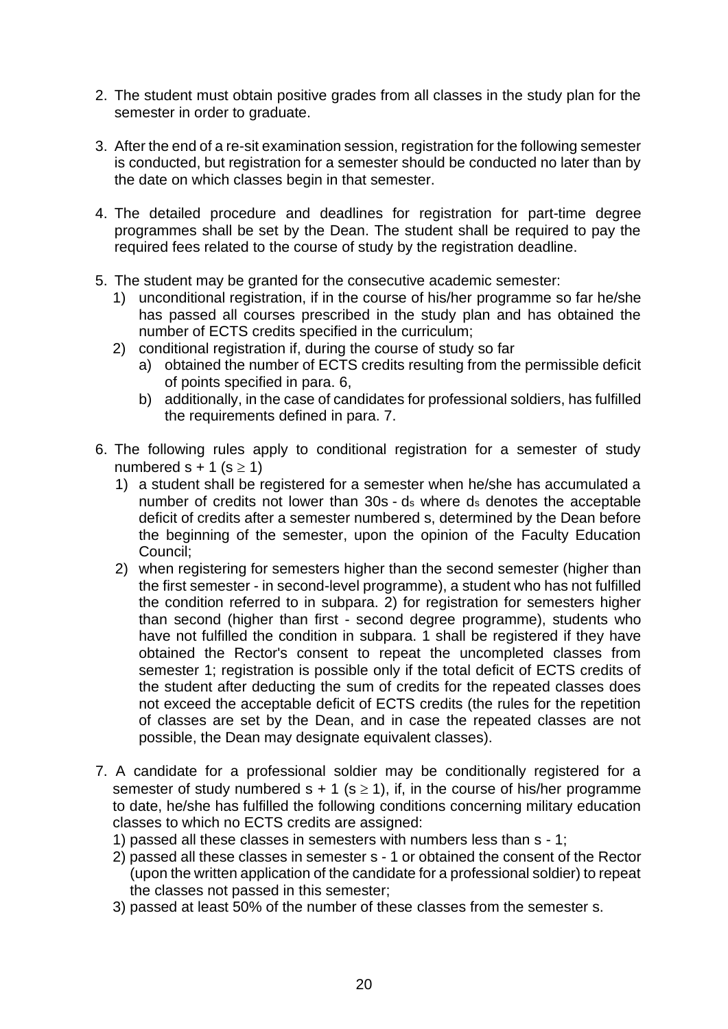2. The student must obtain positive grades from all classes in the study plan for the semester in order to graduate.

3. After the end of a re-sit examination session, registration for the following semester is conducted, but registration for a semester should be conducted no later than by the date on which classes begin in that semester.

4. The detailed procedure and deadlines for registration for part-time degree programmes shall be set by the Dean. The student shall be required to pay the required fees related to the course of study by the registration deadline.

5. The student may be granted for the consecutive academic semester:
   1) unconditional registration, if in the course of his/her programme so far he/she has passed all courses prescribed in the study plan and has obtained the number of ECTS credits specified in the curriculum;
   2) conditional registration if, during the course of study so far
      a) obtained the number of ECTS credits resulting from the permissible deficit of points specified in para. 6,
      b) additionally, in the case of candidates for professional soldiers, has fulfilled the requirements defined in para. 7.

6. The following rules apply to conditional registration for a semester of study numbered $s + 1$ ($s \geq 1$)
   1) a student shall be registered for a semester when he/she has accumulated a number of credits not lower than $30s - d_s$ where $d_s$ denotes the acceptable deficit of credits after a semester numbered s, determined by the Dean before the beginning of the semester, upon the opinion of the Faculty Education Council;
   2) when registering for semesters higher than the second semester (higher than the first semester - in second-level programme), a student who has not fulfilled the condition referred to in subpara. 2) for registration for semesters higher than second (higher than first - second degree programme), students who have not fulfilled the condition in subpara. 1 shall be registered if they have obtained the Rector's consent to repeat the uncompleted classes from semester 1; registration is possible only if the total deficit of ECTS credits of the student after deducting the sum of credits for the repeated classes does not exceed the acceptable deficit of ECTS credits (the rules for the repetition of classes are set by the Dean, and in case the repeated classes are not possible, the Dean may designate equivalent classes).

7. A candidate for a professional soldier may be conditionally registered for a semester of study numbered $s + 1$ ($s \geq 1$), if, in the course of his/her programme to date, he/she has fulfilled the following conditions concerning military education classes to which no ECTS credits are assigned:
   1) passed all these classes in semesters with numbers less than $s - 1$;
   2) passed all these classes in semester $s - 1$ or obtained the consent of the Rector (upon the written application of the candidate for a professional soldier) to repeat the classes not passed in this semester;
   3) passed at least 50% of the number of these classes from the semester s.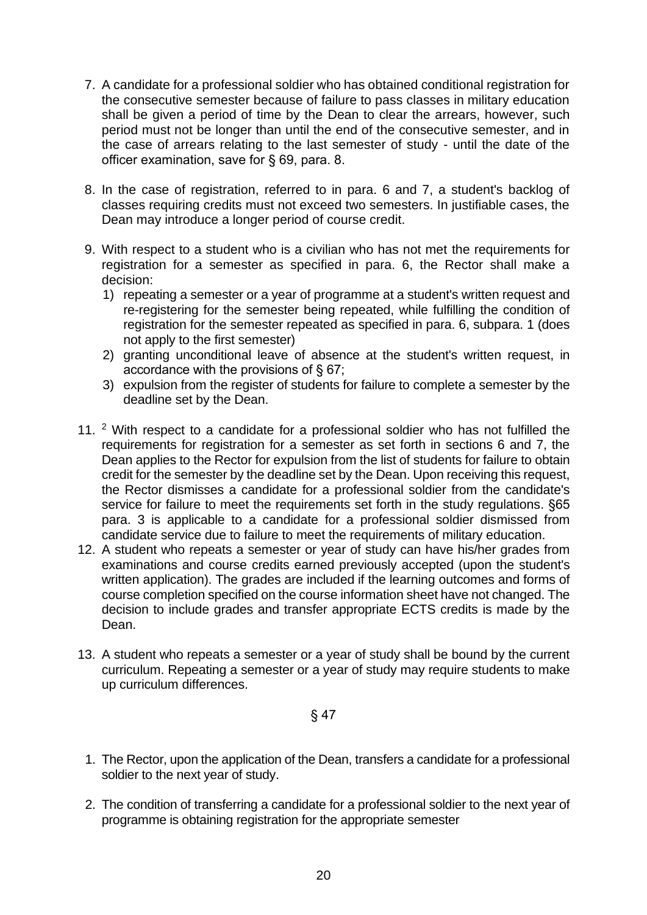7. A candidate for a professional soldier who has obtained conditional registration for the consecutive semester because of failure to pass classes in military education shall be given a period of time by the Dean to clear the arrears, however, such period must not be longer than until the end of the consecutive semester, and in the case of arrears relating to the last semester of study - until the date of the officer examination, save for § 69, para. 8.

8. In the case of registration, referred to in para. 6 and 7, a student's backlog of classes requiring credits must not exceed two semesters. In justifiable cases, the Dean may introduce a longer period of course credit.

9. With respect to a student who is a civilian who has not met the requirements for registration for a semester as specified in para. 6, the Rector shall make a decision:
   1) repeating a semester or a year of programme at a student's written request and re-registering for the semester being repeated, while fulfilling the condition of registration for the semester repeated as specified in para. 6, subpara. 1 (does not apply to the first semester)
   2) granting unconditional leave of absence at the student's written request, in accordance with the provisions of § 67;
   3) expulsion from the register of students for failure to complete a semester by the deadline set by the Dean.

11. [2] With respect to a candidate for a professional soldier who has not fulfilled the requirements for registration for a semester as set forth in sections 6 and 7, the Dean applies to the Rector for expulsion from the list of students for failure to obtain credit for the semester by the deadline set by the Dean. Upon receiving this request, the Rector dismisses a candidate for a professional soldier from the candidate's service for failure to meet the requirements set forth in the study regulations. §65 para. 3 is applicable to a candidate for a professional soldier dismissed from candidate service due to failure to meet the requirements of military education.

12. A student who repeats a semester or year of study can have his/her grades from examinations and course credits earned previously accepted (upon the student's written application). The grades are included if the learning outcomes and forms of course completion specified on the course information sheet have not changed. The decision to include grades and transfer appropriate ECTS credits is made by the Dean.

13. A student who repeats a semester or a year of study shall be bound by the current curriculum. Repeating a semester or a year of study may require students to make up curriculum differences.

§ 47

1. The Rector, upon the application of the Dean, transfers a candidate for a professional soldier to the next year of study.

2. The condition of transferring a candidate for a professional soldier to the next year of programme is obtaining registration for the appropriate semester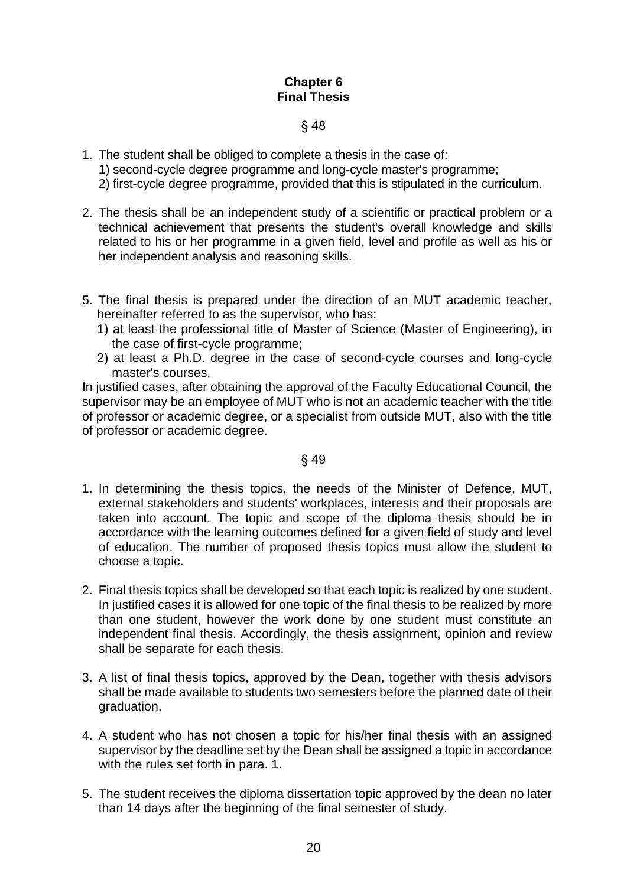## Chapter 6
## Final Thesis

§ 48

1. The student shall be obliged to complete a thesis in the case of:
   1) second-cycle degree programme and long-cycle master's programme;
   2) first-cycle degree programme, provided that this is stipulated in the curriculum.

2. The thesis shall be an independent study of a scientific or practical problem or a technical achievement that presents the student's overall knowledge and skills related to his or her programme in a given field, level and profile as well as his or her independent analysis and reasoning skills.

5. The final thesis is prepared under the direction of an MUT academic teacher, hereinafter referred to as the supervisor, who has:
   1) at least the professional title of Master of Science (Master of Engineering), in the case of first-cycle programme;
   2) at least a Ph.D. degree in the case of second-cycle courses and long-cycle master's courses.

In justified cases, after obtaining the approval of the Faculty Educational Council, the supervisor may be an employee of MUT who is not an academic teacher with the title of professor or academic degree, or a specialist from outside MUT, also with the title of professor or academic degree.

§ 49

1. In determining the thesis topics, the needs of the Minister of Defence, MUT, external stakeholders and students' workplaces, interests and their proposals are taken into account. The topic and scope of the diploma thesis should be in accordance with the learning outcomes defined for a given field of study and level of education. The number of proposed thesis topics must allow the student to choose a topic.

2. Final thesis topics shall be developed so that each topic is realized by one student. In justified cases it is allowed for one topic of the final thesis to be realized by more than one student, however the work done by one student must constitute an independent final thesis. Accordingly, the thesis assignment, opinion and review shall be separate for each thesis.

3. A list of final thesis topics, approved by the Dean, together with thesis advisors shall be made available to students two semesters before the planned date of their graduation.

4. A student who has not chosen a topic for his/her final thesis with an assigned supervisor by the deadline set by the Dean shall be assigned a topic in accordance with the rules set forth in para. 1.

5. The student receives the diploma dissertation topic approved by the dean no later than 14 days after the beginning of the final semester of study.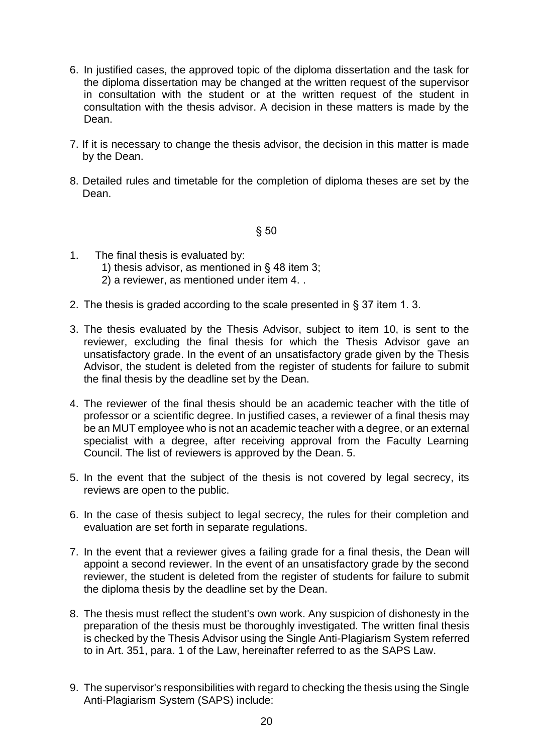6. In justified cases, the approved topic of the diploma dissertation and the task for the diploma dissertation may be changed at the written request of the supervisor in consultation with the student or at the written request of the student in consultation with the thesis advisor. A decision in these matters is made by the Dean.

7. If it is necessary to change the thesis advisor, the decision in this matter is made by the Dean.

8. Detailed rules and timetable for the completion of diploma theses are set by the Dean.

§ 50

1. The final thesis is evaluated by:
   1) thesis advisor, as mentioned in § 48 item 3;
   2) a reviewer, as mentioned under item 4. .

2. The thesis is graded according to the scale presented in § 37 item 1. 3.

3. The thesis evaluated by the Thesis Advisor, subject to item 10, is sent to the reviewer, excluding the final thesis for which the Thesis Advisor gave an unsatisfactory grade. In the event of an unsatisfactory grade given by the Thesis Advisor, the student is deleted from the register of students for failure to submit the final thesis by the deadline set by the Dean.

4. The reviewer of the final thesis should be an academic teacher with the title of professor or a scientific degree. In justified cases, a reviewer of a final thesis may be an MUT employee who is not an academic teacher with a degree, or an external specialist with a degree, after receiving approval from the Faculty Learning Council. The list of reviewers is approved by the Dean. 5.

5. In the event that the subject of the thesis is not covered by legal secrecy, its reviews are open to the public.

6. In the case of thesis subject to legal secrecy, the rules for their completion and evaluation are set forth in separate regulations.

7. In the event that a reviewer gives a failing grade for a final thesis, the Dean will appoint a second reviewer. In the event of an unsatisfactory grade by the second reviewer, the student is deleted from the register of students for failure to submit the diploma thesis by the deadline set by the Dean.

8. The thesis must reflect the student's own work. Any suspicion of dishonesty in the preparation of the thesis must be thoroughly investigated. The written final thesis is checked by the Thesis Advisor using the Single Anti-Plagiarism System referred to in Art. 351, para. 1 of the Law, hereinafter referred to as the SAPS Law.

9. The supervisor's responsibilities with regard to checking the thesis using the Single Anti-Plagiarism System (SAPS) include: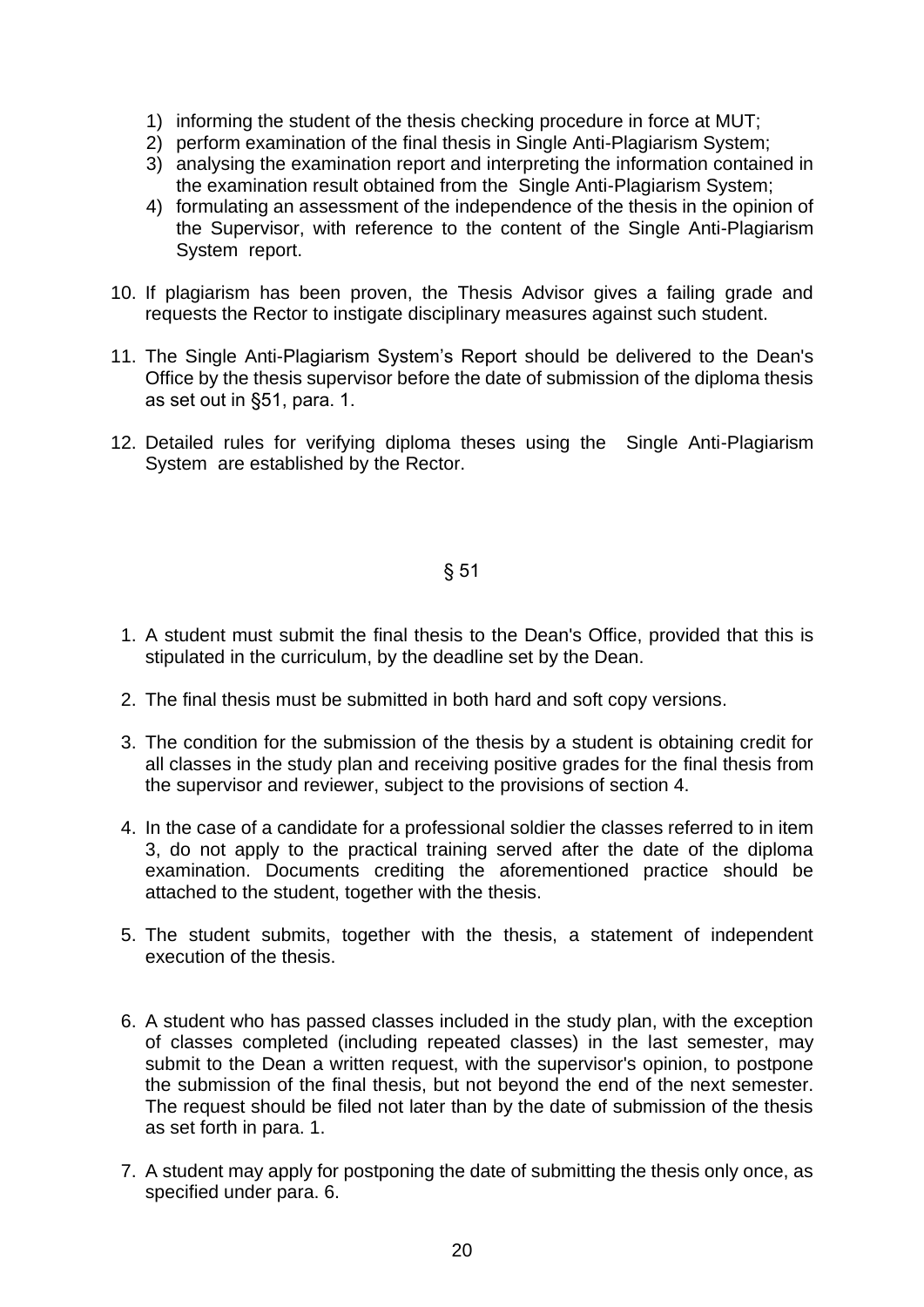1) informing the student of the thesis checking procedure in force at MUT;
2) perform examination of the final thesis in Single Anti-Plagiarism System;
3) analysing the examination report and interpreting the information contained in the examination result obtained from the Single Anti-Plagiarism System;
4) formulating an assessment of the independence of the thesis in the opinion of the Supervisor, with reference to the content of the Single Anti-Plagiarism System report.

10. If plagiarism has been proven, the Thesis Advisor gives a failing grade and requests the Rector to instigate disciplinary measures against such student.

11. The Single Anti-Plagiarism System's Report should be delivered to the Dean's Office by the thesis supervisor before the date of submission of the diploma thesis as set out in §51, para. 1.

12. Detailed rules for verifying diploma theses using the Single Anti-Plagiarism System are established by the Rector.

## § 51

1. A student must submit the final thesis to the Dean's Office, provided that this is stipulated in the curriculum, by the deadline set by the Dean.

2. The final thesis must be submitted in both hard and soft copy versions.

3. The condition for the submission of the thesis by a student is obtaining credit for all classes in the study plan and receiving positive grades for the final thesis from the supervisor and reviewer, subject to the provisions of section 4.

4. In the case of a candidate for a professional soldier the classes referred to in item 3, do not apply to the practical training served after the date of the diploma examination. Documents crediting the aforementioned practice should be attached to the student, together with the thesis.

5. The student submits, together with the thesis, a statement of independent execution of the thesis.

6. A student who has passed classes included in the study plan, with the exception of classes completed (including repeated classes) in the last semester, may submit to the Dean a written request, with the supervisor's opinion, to postpone the submission of the final thesis, but not beyond the end of the next semester. The request should be filed not later than by the date of submission of the thesis as set forth in para. 1.

7. A student may apply for postponing the date of submitting the thesis only once, as specified under para. 6.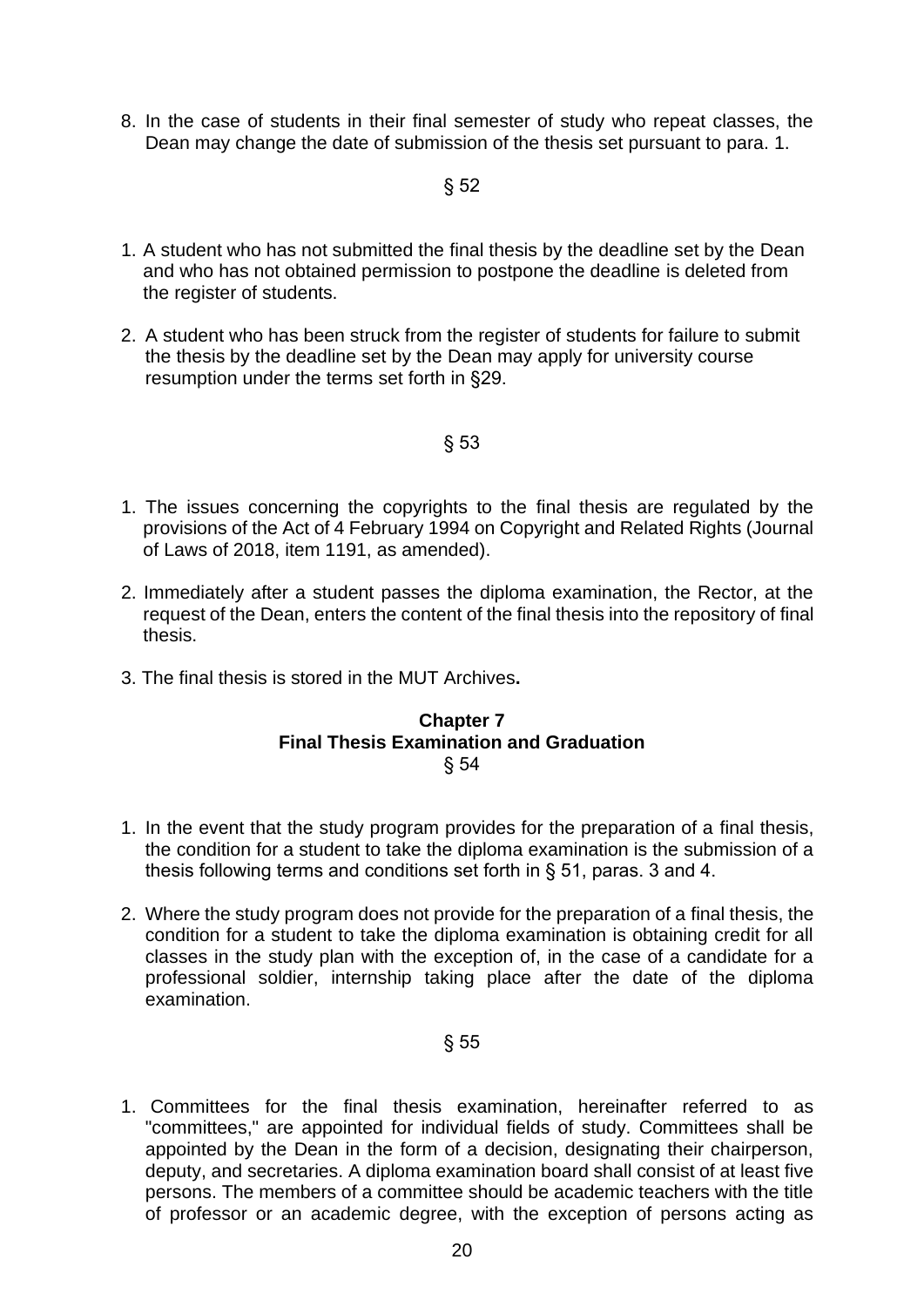8. In the case of students in their final semester of study who repeat classes, the Dean may change the date of submission of the thesis set pursuant to para. 1.

§ 52

1. A student who has not submitted the final thesis by the deadline set by the Dean and who has not obtained permission to postpone the deadline is deleted from the register of students.

2. A student who has been struck from the register of students for failure to submit the thesis by the deadline set by the Dean may apply for university course resumption under the terms set forth in §29.

§ 53

1. The issues concerning the copyrights to the final thesis are regulated by the provisions of the Act of 4 February 1994 on Copyright and Related Rights (Journal of Laws of 2018, item 1191, as amended).

2. Immediately after a student passes the diploma examination, the Rector, at the request of the Dean, enters the content of the final thesis into the repository of final thesis.

3. The final thesis is stored in the MUT Archives**.**

## Chapter 7
## Final Thesis Examination and Graduation

§ 54

1. In the event that the study program provides for the preparation of a final thesis, the condition for a student to take the diploma examination is the submission of a thesis following terms and conditions set forth in § 51, paras. 3 and 4.

2. Where the study program does not provide for the preparation of a final thesis, the condition for a student to take the diploma examination is obtaining credit for all classes in the study plan with the exception of, in the case of a candidate for a professional soldier, internship taking place after the date of the diploma examination.

§ 55

1. Committees for the final thesis examination, hereinafter referred to as "committees," are appointed for individual fields of study. Committees shall be appointed by the Dean in the form of a decision, designating their chairperson, deputy, and secretaries. A diploma examination board shall consist of at least five persons. The members of a committee should be academic teachers with the title of professor or an academic degree, with the exception of persons acting as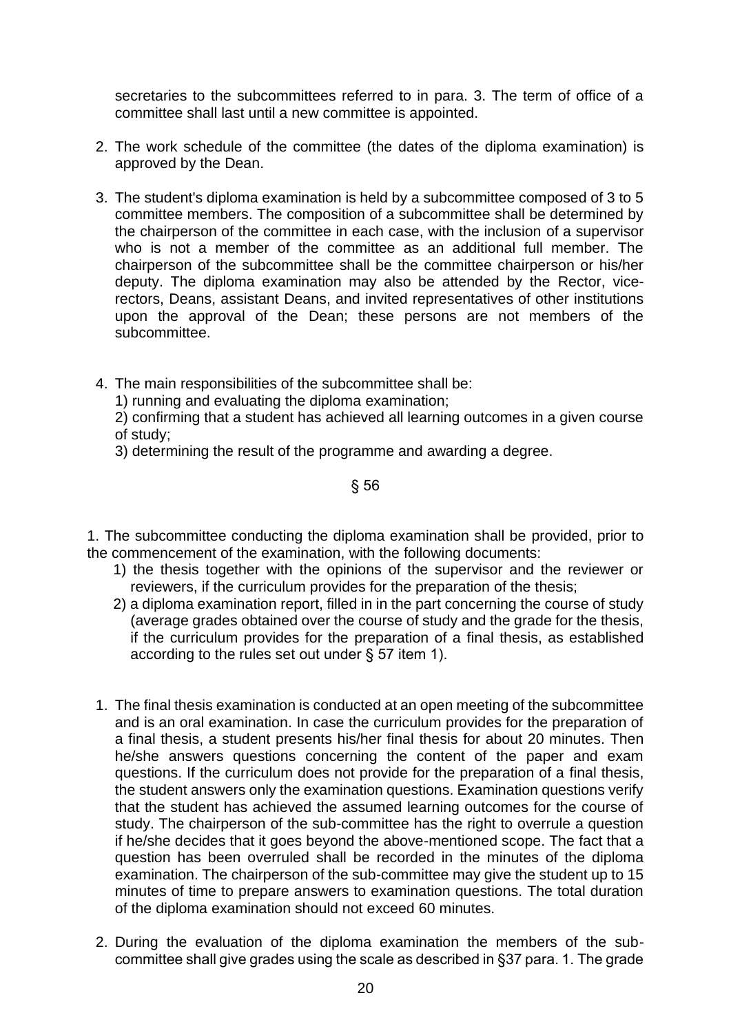secretaries to the subcommittees referred to in para. 3. The term of office of a committee shall last until a new committee is appointed.

2. The work schedule of the committee (the dates of the diploma examination) is approved by the Dean.

3. The student's diploma examination is held by a subcommittee composed of 3 to 5 committee members. The composition of a subcommittee shall be determined by the chairperson of the committee in each case, with the inclusion of a supervisor who is not a member of the committee as an additional full member. The chairperson of the subcommittee shall be the committee chairperson or his/her deputy. The diploma examination may also be attended by the Rector, vice-rectors, Deans, assistant Deans, and invited representatives of other institutions upon the approval of the Dean; these persons are not members of the subcommittee.

4. The main responsibilities of the subcommittee shall be:
   1) running and evaluating the diploma examination;
   2) confirming that a student has achieved all learning outcomes in a given course of study;
   3) determining the result of the programme and awarding a degree.

§ 56

1. The subcommittee conducting the diploma examination shall be provided, prior to the commencement of the examination, with the following documents:
   1) the thesis together with the opinions of the supervisor and the reviewer or reviewers, if the curriculum provides for the preparation of the thesis;
   2) a diploma examination report, filled in in the part concerning the course of study (average grades obtained over the course of study and the grade for the thesis, if the curriculum provides for the preparation of a final thesis, as established according to the rules set out under § 57 item 1).

1. The final thesis examination is conducted at an open meeting of the subcommittee and is an oral examination. In case the curriculum provides for the preparation of a final thesis, a student presents his/her final thesis for about 20 minutes. Then he/she answers questions concerning the content of the paper and exam questions. If the curriculum does not provide for the preparation of a final thesis, the student answers only the examination questions. Examination questions verify that the student has achieved the assumed learning outcomes for the course of study. The chairperson of the sub-committee has the right to overrule a question if he/she decides that it goes beyond the above-mentioned scope. The fact that a question has been overruled shall be recorded in the minutes of the diploma examination. The chairperson of the sub-committee may give the student up to 15 minutes of time to prepare answers to examination questions. The total duration of the diploma examination should not exceed 60 minutes.

2. During the evaluation of the diploma examination the members of the sub-committee shall give grades using the scale as described in §37 para. 1. The grade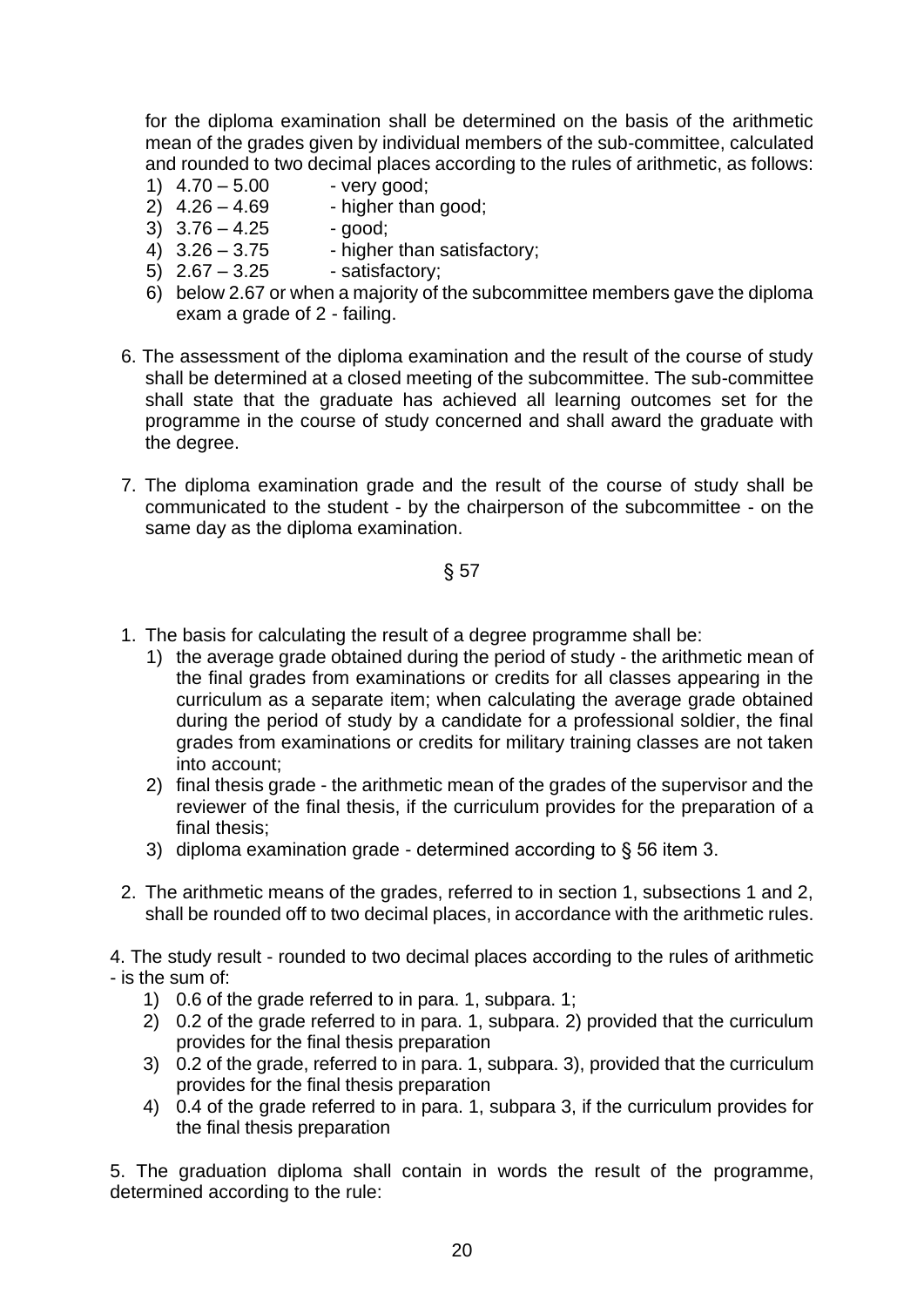for the diploma examination shall be determined on the basis of the arithmetic mean of the grades given by individual members of the sub-committee, calculated and rounded to two decimal places according to the rules of arithmetic, as follows:

1) 4.70 – 5.00 - very good;
2) 4.26 – 4.69 - higher than good;
3) 3.76 – 4.25 - good;
4) 3.26 – 3.75 - higher than satisfactory;
5) 2.67 – 3.25 - satisfactory;
6) below 2.67 or when a majority of the subcommittee members gave the diploma exam a grade of 2 - failing.

6. The assessment of the diploma examination and the result of the course of study shall be determined at a closed meeting of the subcommittee. The sub-committee shall state that the graduate has achieved all learning outcomes set for the programme in the course of study concerned and shall award the graduate with the degree.

7. The diploma examination grade and the result of the course of study shall be communicated to the student - by the chairperson of the subcommittee - on the same day as the diploma examination.

§ 57

1. The basis for calculating the result of a degree programme shall be:
   1) the average grade obtained during the period of study - the arithmetic mean of the final grades from examinations or credits for all classes appearing in the curriculum as a separate item; when calculating the average grade obtained during the period of study by a candidate for a professional soldier, the final grades from examinations or credits for military training classes are not taken into account;
   2) final thesis grade - the arithmetic mean of the grades of the supervisor and the reviewer of the final thesis, if the curriculum provides for the preparation of a final thesis;
   3) diploma examination grade - determined according to § 56 item 3.

2. The arithmetic means of the grades, referred to in section 1, subsections 1 and 2, shall be rounded off to two decimal places, in accordance with the arithmetic rules.

4. The study result - rounded to two decimal places according to the rules of arithmetic - is the sum of:
   1) 0.6 of the grade referred to in para. 1, subpara. 1;
   2) 0.2 of the grade referred to in para. 1, subpara. 2) provided that the curriculum provides for the final thesis preparation
   3) 0.2 of the grade, referred to in para. 1, subpara. 3), provided that the curriculum provides for the final thesis preparation
   4) 0.4 of the grade referred to in para. 1, subpara 3, if the curriculum provides for the final thesis preparation

5. The graduation diploma shall contain in words the result of the programme, determined according to the rule: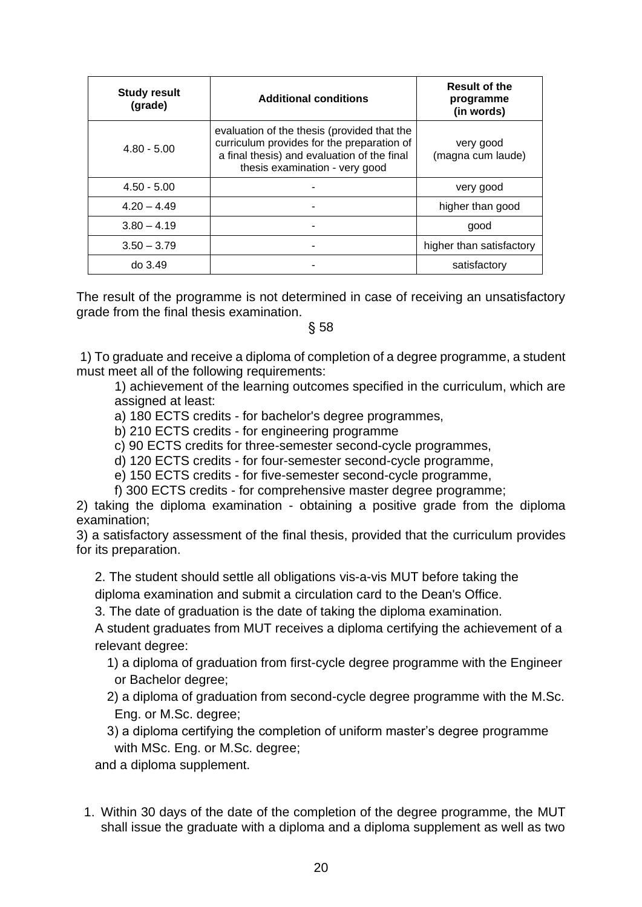| Study result (grade) | Additional conditions | Result of the programme (in words) |
|---|---|---|
| 4.80 - 5.00 | evaluation of the thesis (provided that the curriculum provides for the preparation of a final thesis) and evaluation of the final thesis examination - very good | very good (magna cum laude) |
| 4.50 - 5.00 | - | very good |
| 4.20 – 4.49 | - | higher than good |
| 3.80 – 4.19 | - | good |
| 3.50 – 3.79 | - | higher than satisfactory |
| do 3.49 | - | satisfactory |

The result of the programme is not determined in case of receiving an unsatisfactory grade from the final thesis examination.

§ 58

1) To graduate and receive a diploma of completion of a degree programme, a student must meet all of the following requirements:

1) achievement of the learning outcomes specified in the curriculum, which are assigned at least:

a) 180 ECTS credits - for bachelor's degree programmes,

b) 210 ECTS credits - for engineering programme

c) 90 ECTS credits for three-semester second-cycle programmes,

d) 120 ECTS credits - for four-semester second-cycle programme,

e) 150 ECTS credits - for five-semester second-cycle programme,

f) 300 ECTS credits - for comprehensive master degree programme;

2) taking the diploma examination - obtaining a positive grade from the diploma examination;

3) a satisfactory assessment of the final thesis, provided that the curriculum provides for its preparation.

2. The student should settle all obligations vis-a-vis MUT before taking the diploma examination and submit a circulation card to the Dean's Office.

3. The date of graduation is the date of taking the diploma examination.

A student graduates from MUT receives a diploma certifying the achievement of a relevant degree:

1) a diploma of graduation from first-cycle degree programme with the Engineer or Bachelor degree;

2) a diploma of graduation from second-cycle degree programme with the M.Sc. Eng. or M.Sc. degree;

3) a diploma certifying the completion of uniform master's degree programme with MSc. Eng. or M.Sc. degree;

and a diploma supplement.

1. Within 30 days of the date of the completion of the degree programme, the MUT shall issue the graduate with a diploma and a diploma supplement as well as two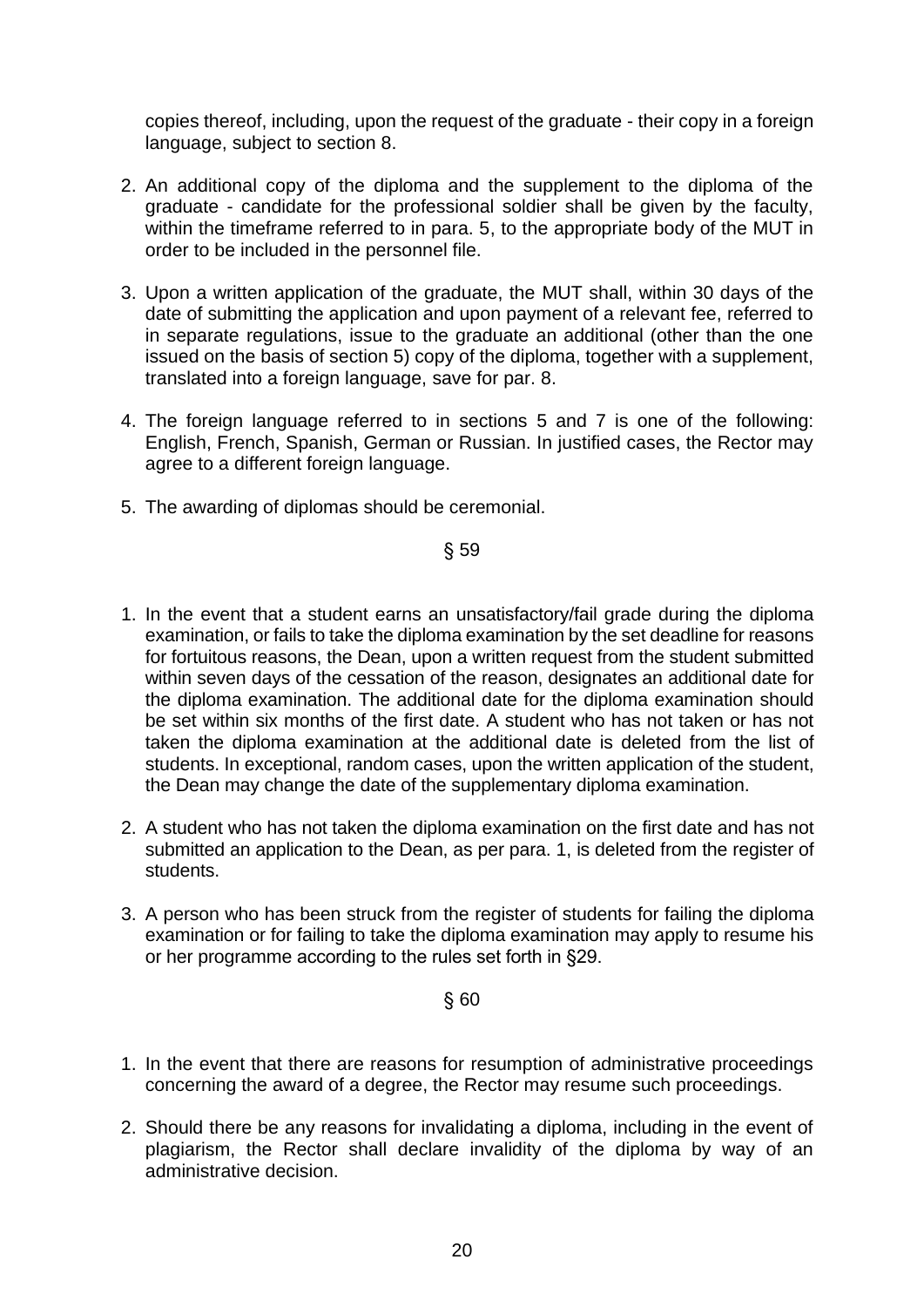copies thereof, including, upon the request of the graduate - their copy in a foreign language, subject to section 8.

2. An additional copy of the diploma and the supplement to the diploma of the graduate - candidate for the professional soldier shall be given by the faculty, within the timeframe referred to in para. 5, to the appropriate body of the MUT in order to be included in the personnel file.

3. Upon a written application of the graduate, the MUT shall, within 30 days of the date of submitting the application and upon payment of a relevant fee, referred to in separate regulations, issue to the graduate an additional (other than the one issued on the basis of section 5) copy of the diploma, together with a supplement, translated into a foreign language, save for par. 8.

4. The foreign language referred to in sections 5 and 7 is one of the following: English, French, Spanish, German or Russian. In justified cases, the Rector may agree to a different foreign language.

5. The awarding of diplomas should be ceremonial.

§ 59

1. In the event that a student earns an unsatisfactory/fail grade during the diploma examination, or fails to take the diploma examination by the set deadline for reasons for fortuitous reasons, the Dean, upon a written request from the student submitted within seven days of the cessation of the reason, designates an additional date for the diploma examination. The additional date for the diploma examination should be set within six months of the first date. A student who has not taken or has not taken the diploma examination at the additional date is deleted from the list of students. In exceptional, random cases, upon the written application of the student, the Dean may change the date of the supplementary diploma examination.

2. A student who has not taken the diploma examination on the first date and has not submitted an application to the Dean, as per para. 1, is deleted from the register of students.

3. A person who has been struck from the register of students for failing the diploma examination or for failing to take the diploma examination may apply to resume his or her programme according to the rules set forth in §29.

§ 60

1. In the event that there are reasons for resumption of administrative proceedings concerning the award of a degree, the Rector may resume such proceedings.

2. Should there be any reasons for invalidating a diploma, including in the event of plagiarism, the Rector shall declare invalidity of the diploma by way of an administrative decision.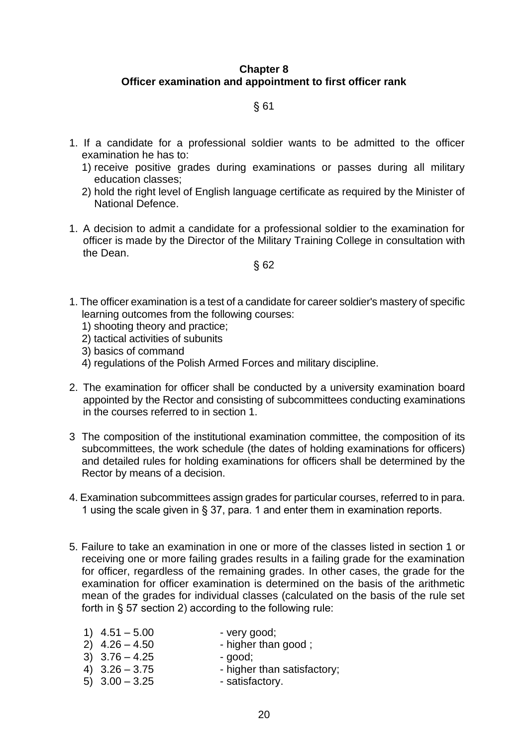## Chapter 8
## Officer examination and appointment to first officer rank

§ 61

1. If a candidate for a professional soldier wants to be admitted to the officer examination he has to:
   1) receive positive grades during examinations or passes during all military education classes;
   2) hold the right level of English language certificate as required by the Minister of National Defence.

1. A decision to admit a candidate for a professional soldier to the examination for officer is made by the Director of the Military Training College in consultation with the Dean.

§ 62

1. The officer examination is a test of a candidate for career soldier's mastery of specific learning outcomes from the following courses:
   1) shooting theory and practice;
   2) tactical activities of subunits
   3) basics of command
   4) regulations of the Polish Armed Forces and military discipline.

2. The examination for officer shall be conducted by a university examination board appointed by the Rector and consisting of subcommittees conducting examinations in the courses referred to in section 1.

3 The composition of the institutional examination committee, the composition of its subcommittees, the work schedule (the dates of holding examinations for officers) and detailed rules for holding examinations for officers shall be determined by the Rector by means of a decision.

4. Examination subcommittees assign grades for particular courses, referred to in para. 1 using the scale given in § 37, para. 1 and enter them in examination reports.

5. Failure to take an examination in one or more of the classes listed in section 1 or receiving one or more failing grades results in a failing grade for the examination for officer, regardless of the remaining grades. In other cases, the grade for the examination for officer examination is determined on the basis of the arithmetic mean of the grades for individual classes (calculated on the basis of the rule set forth in § 57 section 2) according to the following rule:

   1) 4.51 – 5.00 - very good;
   2) 4.26 – 4.50 - higher than good ;
   3) 3.76 – 4.25 - good;
   4) 3.26 – 3.75 - higher than satisfactory;
   5) 3.00 – 3.25 - satisfactory.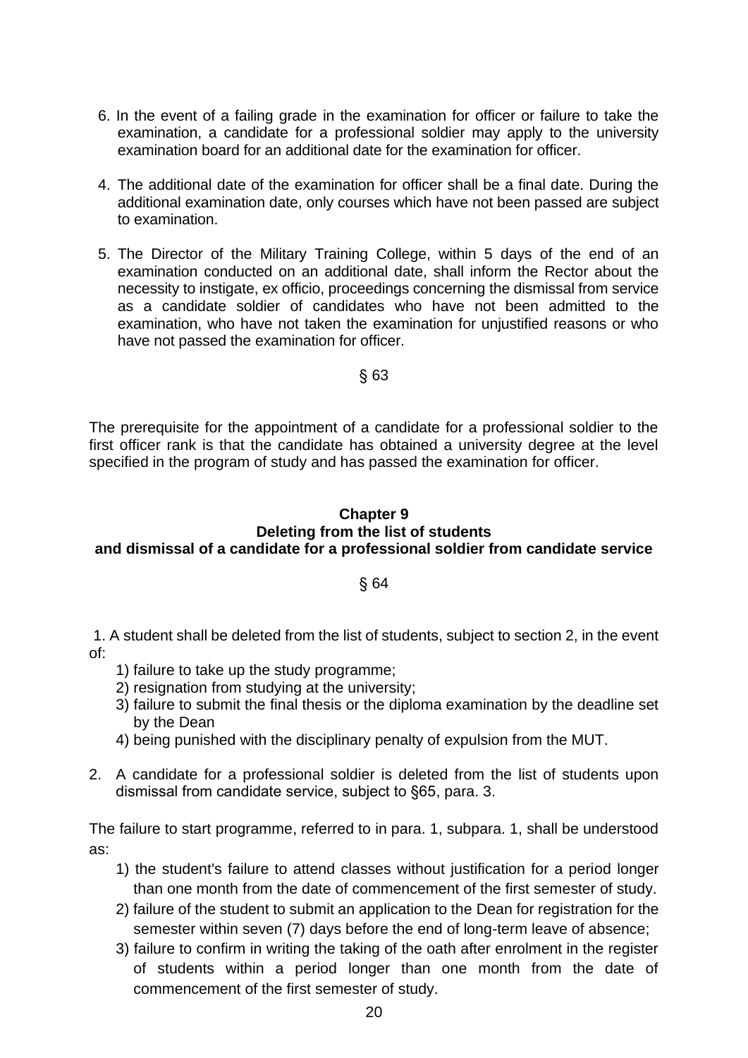6. In the event of a failing grade in the examination for officer or failure to take the examination, a candidate for a professional soldier may apply to the university examination board for an additional date for the examination for officer.

4. The additional date of the examination for officer shall be a final date. During the additional examination date, only courses which have not been passed are subject to examination.

5. The Director of the Military Training College, within 5 days of the end of an examination conducted on an additional date, shall inform the Rector about the necessity to instigate, ex officio, proceedings concerning the dismissal from service as a candidate soldier of candidates who have not been admitted to the examination, who have not taken the examination for unjustified reasons or who have not passed the examination for officer.

§ 63

The prerequisite for the appointment of a candidate for a professional soldier to the first officer rank is that the candidate has obtained a university degree at the level specified in the program of study and has passed the examination for officer.

## Chapter 9
## Deleting from the list of students and dismissal of a candidate for a professional soldier from candidate service

§ 64

1. A student shall be deleted from the list of students, subject to section 2, in the event of:
   1) failure to take up the study programme;
   2) resignation from studying at the university;
   3) failure to submit the final thesis or the diploma examination by the deadline set by the Dean
   4) being punished with the disciplinary penalty of expulsion from the MUT.

2. A candidate for a professional soldier is deleted from the list of students upon dismissal from candidate service, subject to §65, para. 3.

The failure to start programme, referred to in para. 1, subpara. 1, shall be understood as:

1) the student's failure to attend classes without justification for a period longer than one month from the date of commencement of the first semester of study.
2) failure of the student to submit an application to the Dean for registration for the semester within seven (7) days before the end of long-term leave of absence;
3) failure to confirm in writing the taking of the oath after enrolment in the register of students within a period longer than one month from the date of commencement of the first semester of study.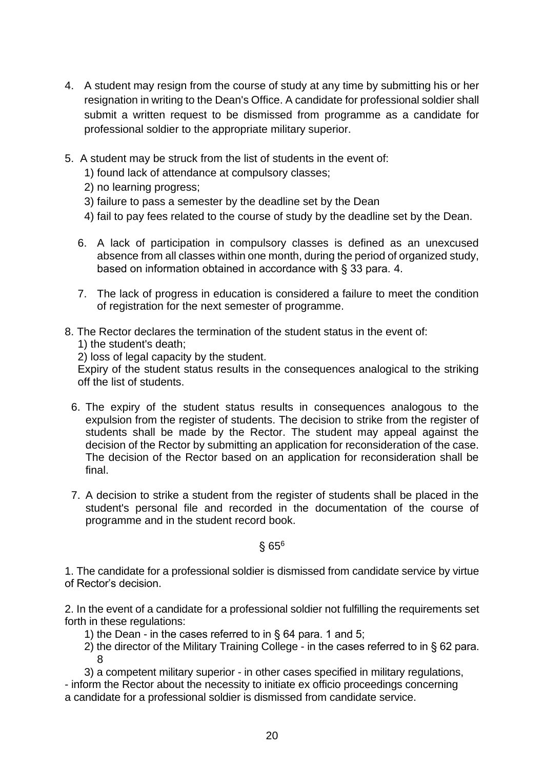4. A student may resign from the course of study at any time by submitting his or her resignation in writing to the Dean's Office. A candidate for professional soldier shall submit a written request to be dismissed from programme as a candidate for professional soldier to the appropriate military superior.

5. A student may be struck from the list of students in the event of:
   1) found lack of attendance at compulsory classes;
   2) no learning progress;
   3) failure to pass a semester by the deadline set by the Dean
   4) fail to pay fees related to the course of study by the deadline set by the Dean.

6. A lack of participation in compulsory classes is defined as an unexcused absence from all classes within one month, during the period of organized study, based on information obtained in accordance with § 33 para. 4.

7. The lack of progress in education is considered a failure to meet the condition of registration for the next semester of programme.

8. The Rector declares the termination of the student status in the event of:
   1) the student's death;
   2) loss of legal capacity by the student.
   
   Expiry of the student status results in the consequences analogical to the striking off the list of students.

6. The expiry of the student status results in consequences analogous to the expulsion from the register of students. The decision to strike from the register of students shall be made by the Rector. The student may appeal against the decision of the Rector by submitting an application for reconsideration of the case. The decision of the Rector based on an application for reconsideration shall be final.

7. A decision to strike a student from the register of students shall be placed in the student's personal file and recorded in the documentation of the course of programme and in the student record book.

§ 65[6]

1. The candidate for a professional soldier is dismissed from candidate service by virtue of Rector's decision.

2. In the event of a candidate for a professional soldier not fulfilling the requirements set forth in these regulations:
   1) the Dean - in the cases referred to in § 64 para. 1 and 5;
   2) the director of the Military Training College - in the cases referred to in § 62 para. 8
   3) a competent military superior - in other cases specified in military regulations,

- inform the Rector about the necessity to initiate ex officio proceedings concerning a candidate for a professional soldier is dismissed from candidate service.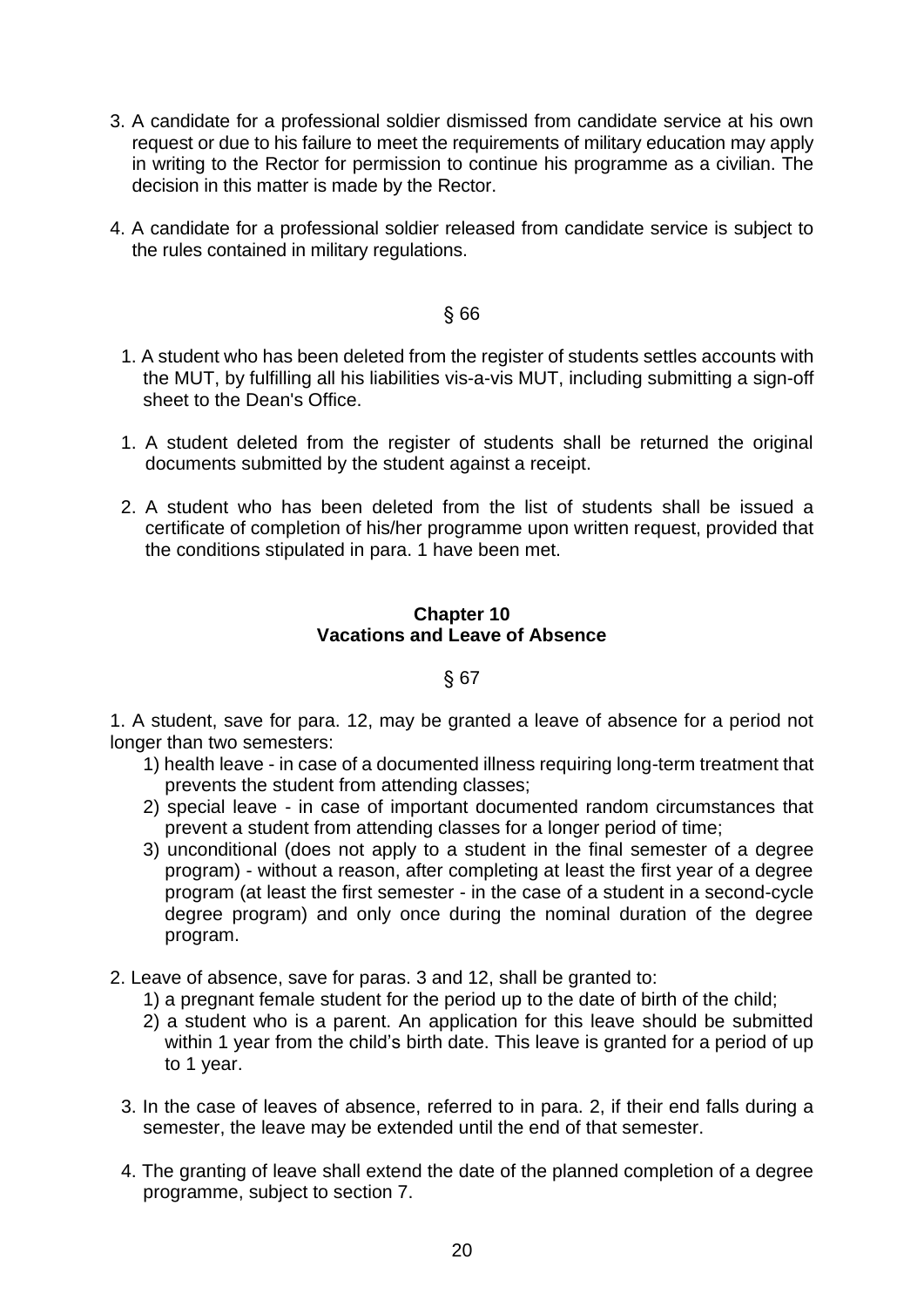3. A candidate for a professional soldier dismissed from candidate service at his own request or due to his failure to meet the requirements of military education may apply in writing to the Rector for permission to continue his programme as a civilian. The decision in this matter is made by the Rector.

4. A candidate for a professional soldier released from candidate service is subject to the rules contained in military regulations.

§ 66

1. A student who has been deleted from the register of students settles accounts with the MUT, by fulfilling all his liabilities vis-a-vis MUT, including submitting a sign-off sheet to the Dean's Office.

1. A student deleted from the register of students shall be returned the original documents submitted by the student against a receipt.

2. A student who has been deleted from the list of students shall be issued a certificate of completion of his/her programme upon written request, provided that the conditions stipulated in para. 1 have been met.

## Chapter 10
## Vacations and Leave of Absence

§ 67

1. A student, save for para. 12, may be granted a leave of absence for a period not longer than two semesters:
   1) health leave - in case of a documented illness requiring long-term treatment that prevents the student from attending classes;
   2) special leave - in case of important documented random circumstances that prevent a student from attending classes for a longer period of time;
   3) unconditional (does not apply to a student in the final semester of a degree program) - without a reason, after completing at least the first year of a degree program (at least the first semester - in the case of a student in a second-cycle degree program) and only once during the nominal duration of the degree program.

2. Leave of absence, save for paras. 3 and 12, shall be granted to:
   1) a pregnant female student for the period up to the date of birth of the child;
   2) a student who is a parent. An application for this leave should be submitted within 1 year from the child's birth date. This leave is granted for a period of up to 1 year.

3. In the case of leaves of absence, referred to in para. 2, if their end falls during a semester, the leave may be extended until the end of that semester.

4. The granting of leave shall extend the date of the planned completion of a degree programme, subject to section 7.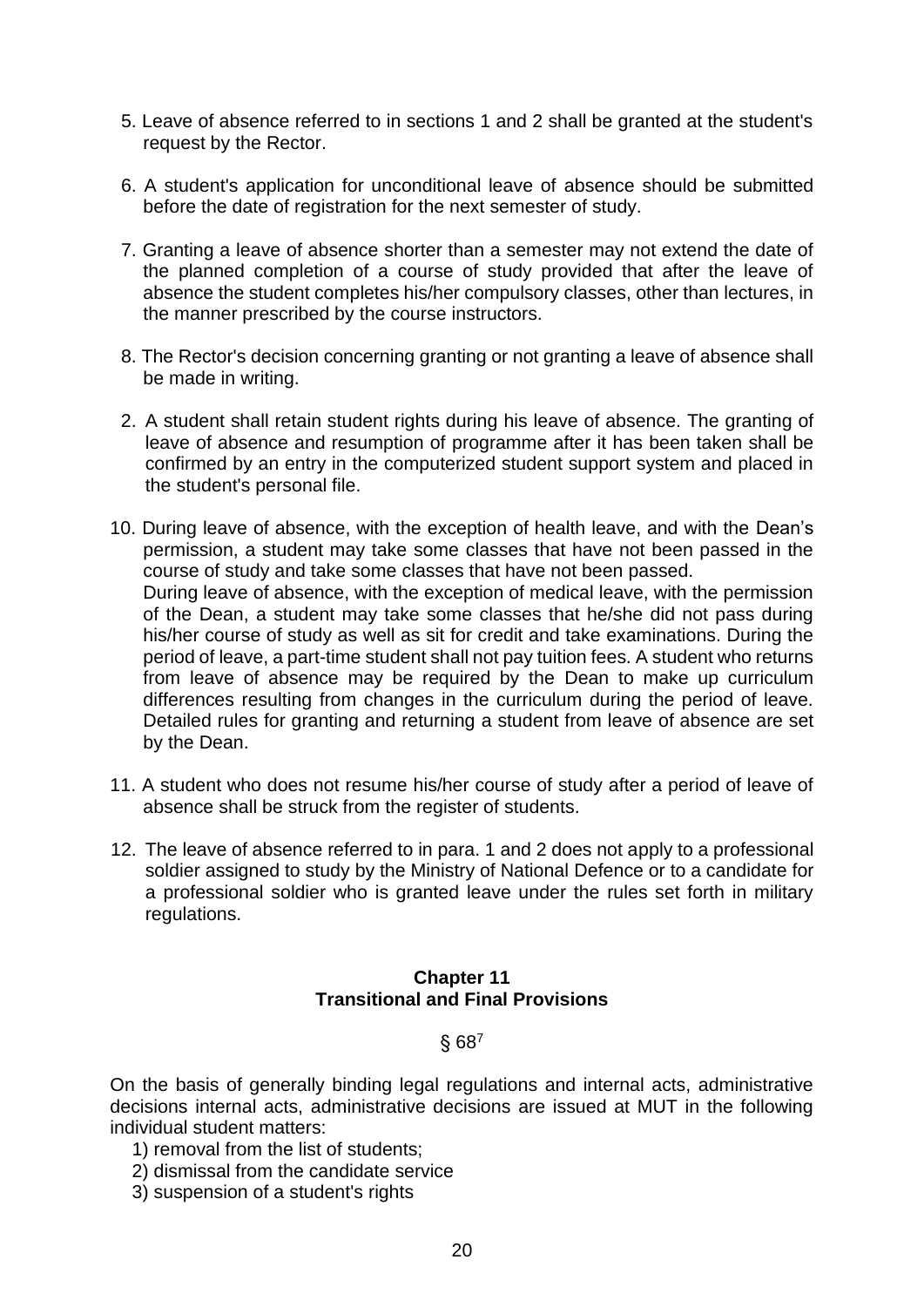5. Leave of absence referred to in sections 1 and 2 shall be granted at the student's request by the Rector.

6. A student's application for unconditional leave of absence should be submitted before the date of registration for the next semester of study.

7. Granting a leave of absence shorter than a semester may not extend the date of the planned completion of a course of study provided that after the leave of absence the student completes his/her compulsory classes, other than lectures, in the manner prescribed by the course instructors.

8. The Rector's decision concerning granting or not granting a leave of absence shall be made in writing.

2. A student shall retain student rights during his leave of absence. The granting of leave of absence and resumption of programme after it has been taken shall be confirmed by an entry in the computerized student support system and placed in the student's personal file.

10. During leave of absence, with the exception of health leave, and with the Dean's permission, a student may take some classes that have not been passed in the course of study and take some classes that have not been passed.
During leave of absence, with the exception of medical leave, with the permission of the Dean, a student may take some classes that he/she did not pass during his/her course of study as well as sit for credit and take examinations. During the period of leave, a part-time student shall not pay tuition fees. A student who returns from leave of absence may be required by the Dean to make up curriculum differences resulting from changes in the curriculum during the period of leave. Detailed rules for granting and returning a student from leave of absence are set by the Dean.

11. A student who does not resume his/her course of study after a period of leave of absence shall be struck from the register of students.

12. The leave of absence referred to in para. 1 and 2 does not apply to a professional soldier assigned to study by the Ministry of National Defence or to a candidate for a professional soldier who is granted leave under the rules set forth in military regulations.

## Chapter 11
## Transitional and Final Provisions

§ 68[7]

On the basis of generally binding legal regulations and internal acts, administrative decisions internal acts, administrative decisions are issued at MUT in the following individual student matters:

1) removal from the list of students;
2) dismissal from the candidate service
3) suspension of a student's rights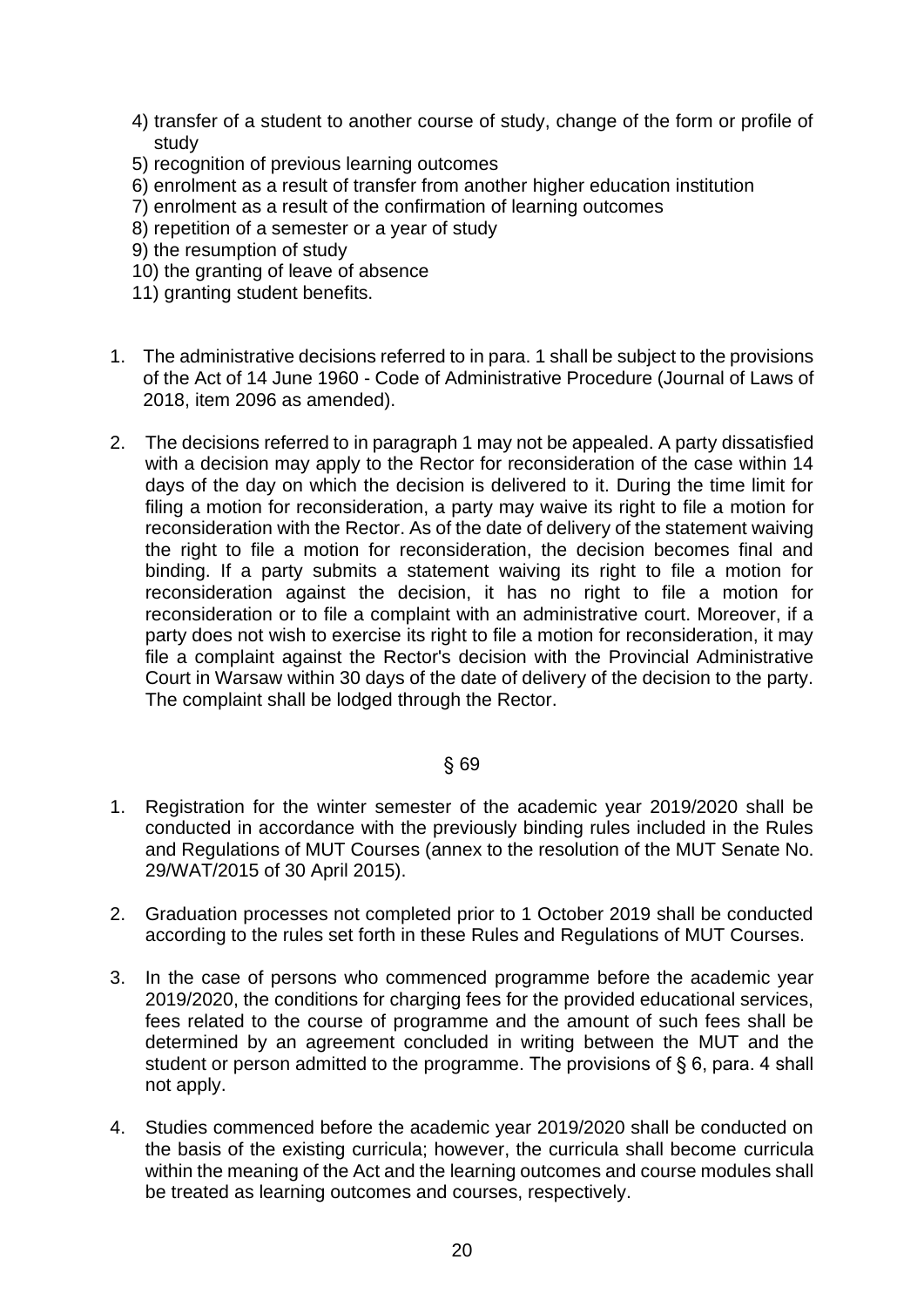4) transfer of a student to another course of study, change of the form or profile of study
5) recognition of previous learning outcomes
6) enrolment as a result of transfer from another higher education institution
7) enrolment as a result of the confirmation of learning outcomes
8) repetition of a semester or a year of study
9) the resumption of study
10) the granting of leave of absence
11) granting student benefits.

1. The administrative decisions referred to in para. 1 shall be subject to the provisions of the Act of 14 June 1960 - Code of Administrative Procedure (Journal of Laws of 2018, item 2096 as amended).

2. The decisions referred to in paragraph 1 may not be appealed. A party dissatisfied with a decision may apply to the Rector for reconsideration of the case within 14 days of the day on which the decision is delivered to it. During the time limit for filing a motion for reconsideration, a party may waive its right to file a motion for reconsideration with the Rector. As of the date of delivery of the statement waiving the right to file a motion for reconsideration, the decision becomes final and binding. If a party submits a statement waiving its right to file a motion for reconsideration against the decision, it has no right to file a motion for reconsideration or to file a complaint with an administrative court. Moreover, if a party does not wish to exercise its right to file a motion for reconsideration, it may file a complaint against the Rector's decision with the Provincial Administrative Court in Warsaw within 30 days of the date of delivery of the decision to the party. The complaint shall be lodged through the Rector.

§ 69

1. Registration for the winter semester of the academic year 2019/2020 shall be conducted in accordance with the previously binding rules included in the Rules and Regulations of MUT Courses (annex to the resolution of the MUT Senate No. 29/WAT/2015 of 30 April 2015).

2. Graduation processes not completed prior to 1 October 2019 shall be conducted according to the rules set forth in these Rules and Regulations of MUT Courses.

3. In the case of persons who commenced programme before the academic year 2019/2020, the conditions for charging fees for the provided educational services, fees related to the course of programme and the amount of such fees shall be determined by an agreement concluded in writing between the MUT and the student or person admitted to the programme. The provisions of § 6, para. 4 shall not apply.

4. Studies commenced before the academic year 2019/2020 shall be conducted on the basis of the existing curricula; however, the curricula shall become curricula within the meaning of the Act and the learning outcomes and course modules shall be treated as learning outcomes and courses, respectively.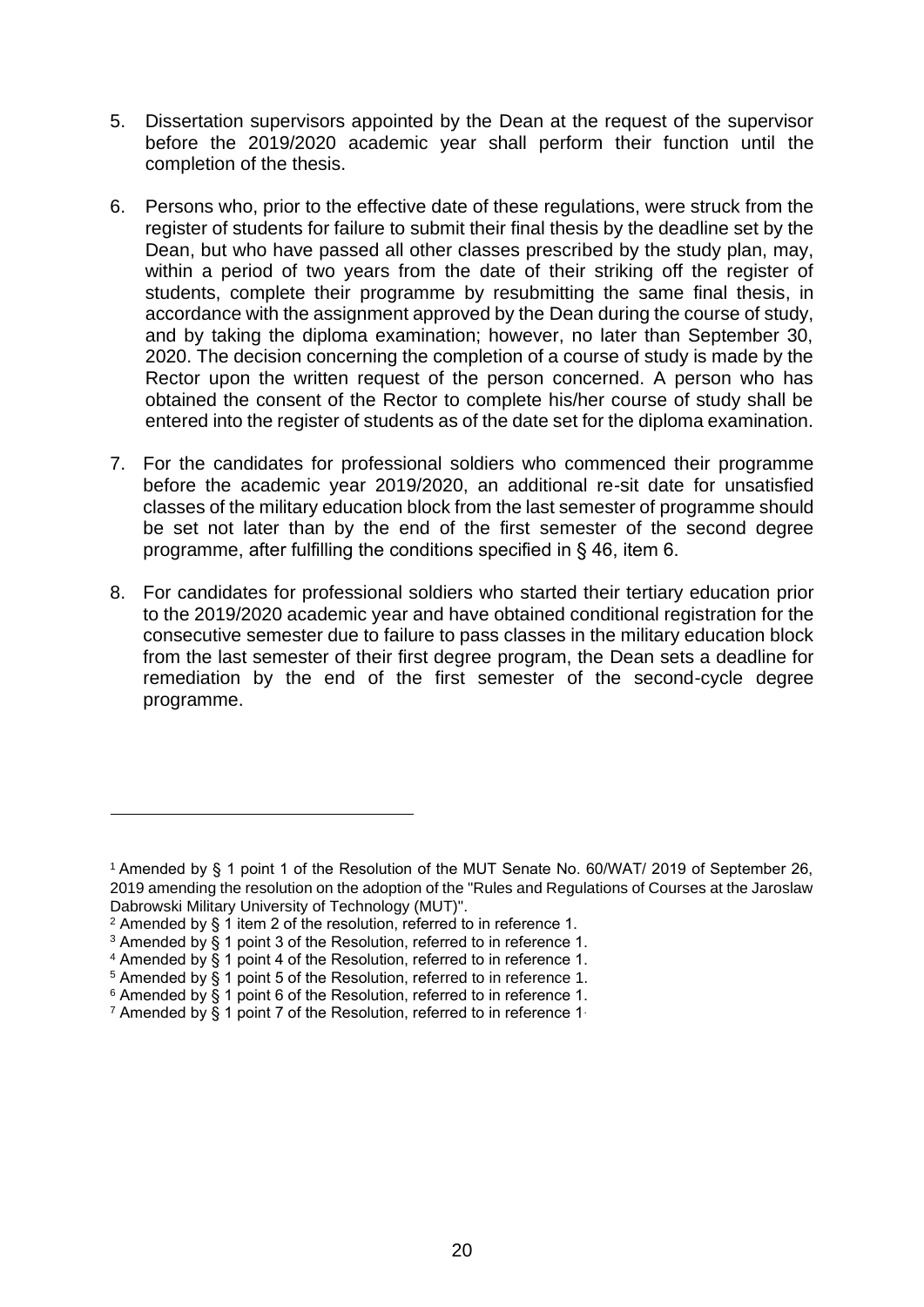5. Dissertation supervisors appointed by the Dean at the request of the supervisor before the 2019/2020 academic year shall perform their function until the completion of the thesis.

6. Persons who, prior to the effective date of these regulations, were struck from the register of students for failure to submit their final thesis by the deadline set by the Dean, but who have passed all other classes prescribed by the study plan, may, within a period of two years from the date of their striking off the register of students, complete their programme by resubmitting the same final thesis, in accordance with the assignment approved by the Dean during the course of study, and by taking the diploma examination; however, no later than September 30, 2020. The decision concerning the completion of a course of study is made by the Rector upon the written request of the person concerned. A person who has obtained the consent of the Rector to complete his/her course of study shall be entered into the register of students as of the date set for the diploma examination.

7. For the candidates for professional soldiers who commenced their programme before the academic year 2019/2020, an additional re-sit date for unsatisfied classes of the military education block from the last semester of programme should be set not later than by the end of the first semester of the second degree programme, after fulfilling the conditions specified in § 46, item 6.

8. For candidates for professional soldiers who started their tertiary education prior to the 2019/2020 academic year and have obtained conditional registration for the consecutive semester due to failure to pass classes in the military education block from the last semester of their first degree program, the Dean sets a deadline for remediation by the end of the first semester of the second-cycle degree programme.

---

[1] Amended by § 1 point 1 of the Resolution of the MUT Senate No. 60/WAT/ 2019 of September 26, 2019 amending the resolution on the adoption of the "Rules and Regulations of Courses at the Jaroslaw Dabrowski Military University of Technology (MUT)".

[2] Amended by § 1 item 2 of the resolution, referred to in reference 1.

[3] Amended by § 1 point 3 of the Resolution, referred to in reference 1.

[4] Amended by § 1 point 4 of the Resolution, referred to in reference 1.

[5] Amended by § 1 point 5 of the Resolution, referred to in reference 1.

[6] Amended by § 1 point 6 of the Resolution, referred to in reference 1.

[7] Amended by § 1 point 7 of the Resolution, referred to in reference 1.